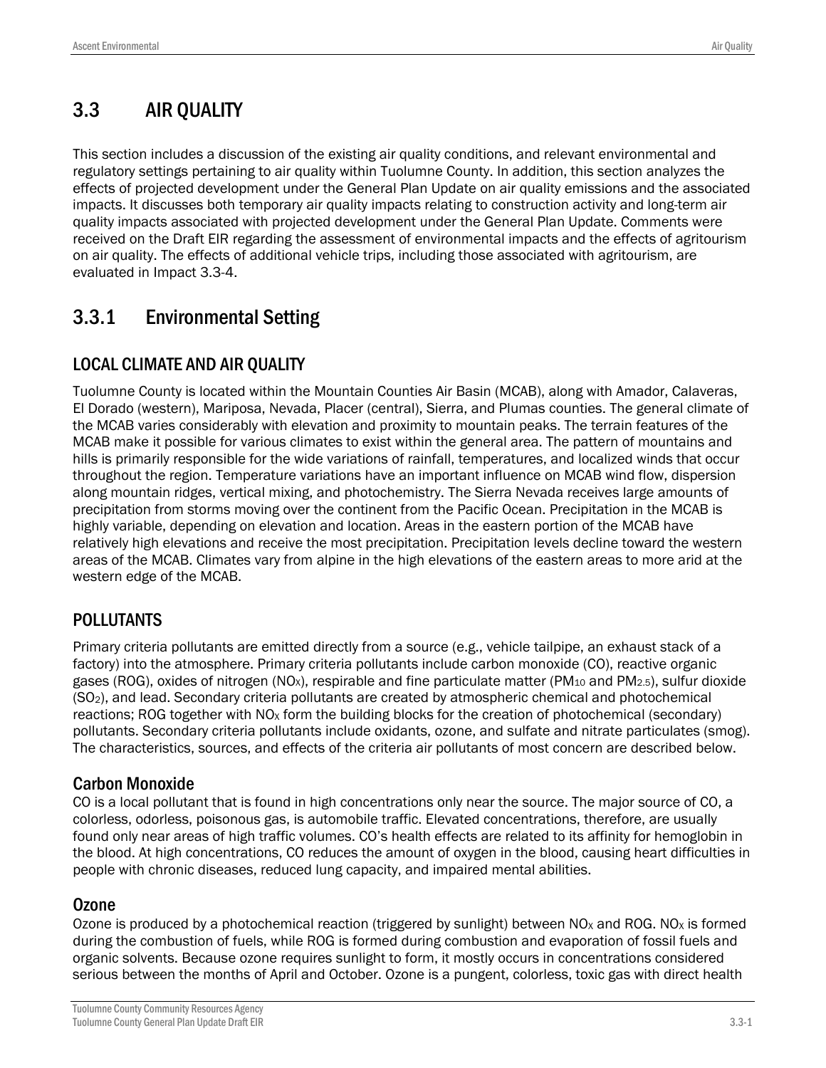# 3.3 AIR QUALITY

This section includes a discussion of the existing air quality conditions, and relevant environmental and regulatory settings pertaining to air quality within Tuolumne County. In addition, this section analyzes the effects of projected development under the General Plan Update on air quality emissions and the associated impacts. It discusses both temporary air quality impacts relating to construction activity and long-term air quality impacts associated with projected development under the General Plan Update. Comments were received on the Draft EIR regarding the assessment of environmental impacts and the effects of agritourism on air quality. The effects of additional vehicle trips, including those associated with agritourism, are evaluated in Impact 3.3-4.

## 3.3.1 Environmental Setting

### LOCAL CLIMATE AND AIR QUALITY

Tuolumne County is located within the Mountain Counties Air Basin (MCAB), along with Amador, Calaveras, El Dorado (western), Mariposa, Nevada, Placer (central), Sierra, and Plumas counties. The general climate of the MCAB varies considerably with elevation and proximity to mountain peaks. The terrain features of the MCAB make it possible for various climates to exist within the general area. The pattern of mountains and hills is primarily responsible for the wide variations of rainfall, temperatures, and localized winds that occur throughout the region. Temperature variations have an important influence on MCAB wind flow, dispersion along mountain ridges, vertical mixing, and photochemistry. The Sierra Nevada receives large amounts of precipitation from storms moving over the continent from the Pacific Ocean. Precipitation in the MCAB is highly variable, depending on elevation and location. Areas in the eastern portion of the MCAB have relatively high elevations and receive the most precipitation. Precipitation levels decline toward the western areas of the MCAB. Climates vary from alpine in the high elevations of the eastern areas to more arid at the western edge of the MCAB.

### POLLUTANTS

Primary criteria pollutants are emitted directly from a source (e.g., vehicle tailpipe, an exhaust stack of a factory) into the atmosphere. Primary criteria pollutants include carbon monoxide (CO), reactive organic gases (ROG), oxides of nitrogen ($NO_X$), respirable and fine particulate matter ($PM_{10}$ and $PM_{2.5}$), sulfur dioxide ($SO_2$), and lead. Secondary criteria pollutants are created by atmospheric chemical and photochemical reactions; ROG together with $NO_X$ form the building blocks for the creation of photochemical (secondary) pollutants. Secondary criteria pollutants include oxidants, ozone, and sulfate and nitrate particulates (smog). The characteristics, sources, and effects of the criteria air pollutants of most concern are described below.

#### Carbon Monoxide

CO is a local pollutant that is found in high concentrations only near the source. The major source of CO, a colorless, odorless, poisonous gas, is automobile traffic. Elevated concentrations, therefore, are usually found only near areas of high traffic volumes. CO's health effects are related to its affinity for hemoglobin in the blood. At high concentrations, CO reduces the amount of oxygen in the blood, causing heart difficulties in people with chronic diseases, reduced lung capacity, and impaired mental abilities.

#### Ozone

Ozone is produced by a photochemical reaction (triggered by sunlight) between $NO_X$ and ROG. $NO_X$ is formed during the combustion of fuels, while ROG is formed during combustion and evaporation of fossil fuels and organic solvents. Because ozone requires sunlight to form, it mostly occurs in concentrations considered serious between the months of April and October. Ozone is a pungent, colorless, toxic gas with direct health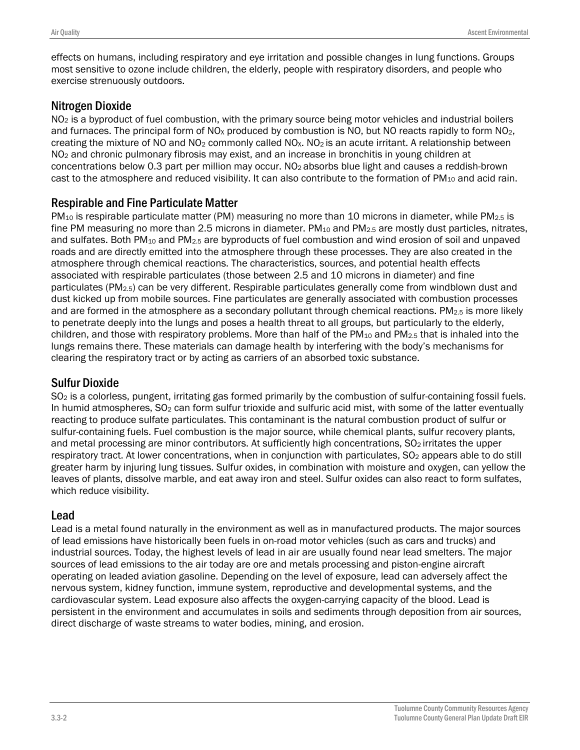effects on humans, including respiratory and eye irritation and possible changes in lung functions. Groups most sensitive to ozone include children, the elderly, people with respiratory disorders, and people who exercise strenuously outdoors.

## Nitrogen Dioxide

$NO_2$ is a byproduct of fuel combustion, with the primary source being motor vehicles and industrial boilers and furnaces. The principal form of $NO_X$ produced by combustion is NO, but NO reacts rapidly to form $NO_2$, creating the mixture of NO and $NO_2$ commonly called $NO_X$. $NO_2$ is an acute irritant. A relationship between $NO_2$ and chronic pulmonary fibrosis may exist, and an increase in bronchitis in young children at concentrations below 0.3 part per million may occur. $NO_2$ absorbs blue light and causes a reddish-brown cast to the atmosphere and reduced visibility. It can also contribute to the formation of $PM_{10}$ and acid rain.

## Respirable and Fine Particulate Matter

$PM_{10}$ is respirable particulate matter (PM) measuring no more than 10 microns in diameter, while $PM_{2.5}$ is fine PM measuring no more than 2.5 microns in diameter. $PM_{10}$ and $PM_{2.5}$ are mostly dust particles, nitrates, and sulfates. Both $PM_{10}$ and $PM_{2.5}$ are byproducts of fuel combustion and wind erosion of soil and unpaved roads and are directly emitted into the atmosphere through these processes. They are also created in the atmosphere through chemical reactions. The characteristics, sources, and potential health effects associated with respirable particulates (those between 2.5 and 10 microns in diameter) and fine particulates ($PM_{2.5}$) can be very different. Respirable particulates generally come from windblown dust and dust kicked up from mobile sources. Fine particulates are generally associated with combustion processes and are formed in the atmosphere as a secondary pollutant through chemical reactions. $PM_{2.5}$ is more likely to penetrate deeply into the lungs and poses a health threat to all groups, but particularly to the elderly, children, and those with respiratory problems. More than half of the $PM_{10}$ and $PM_{2.5}$ that is inhaled into the lungs remains there. These materials can damage health by interfering with the body's mechanisms for clearing the respiratory tract or by acting as carriers of an absorbed toxic substance.

## Sulfur Dioxide

$SO_2$ is a colorless, pungent, irritating gas formed primarily by the combustion of sulfur-containing fossil fuels. In humid atmospheres, $SO_2$ can form sulfur trioxide and sulfuric acid mist, with some of the latter eventually reacting to produce sulfate particulates. This contaminant is the natural combustion product of sulfur or sulfur-containing fuels. Fuel combustion is the major source, while chemical plants, sulfur recovery plants, and metal processing are minor contributors. At sufficiently high concentrations, $SO_2$ irritates the upper respiratory tract. At lower concentrations, when in conjunction with particulates, $SO_2$ appears able to do still greater harm by injuring lung tissues. Sulfur oxides, in combination with moisture and oxygen, can yellow the leaves of plants, dissolve marble, and eat away iron and steel. Sulfur oxides can also react to form sulfates, which reduce visibility.

## Lead

Lead is a metal found naturally in the environment as well as in manufactured products. The major sources of lead emissions have historically been fuels in on-road motor vehicles (such as cars and trucks) and industrial sources. Today, the highest levels of lead in air are usually found near lead smelters. The major sources of lead emissions to the air today are ore and metals processing and piston-engine aircraft operating on leaded aviation gasoline. Depending on the level of exposure, lead can adversely affect the nervous system, kidney function, immune system, reproductive and developmental systems, and the cardiovascular system. Lead exposure also affects the oxygen-carrying capacity of the blood. Lead is persistent in the environment and accumulates in soils and sediments through deposition from air sources, direct discharge of waste streams to water bodies, mining, and erosion.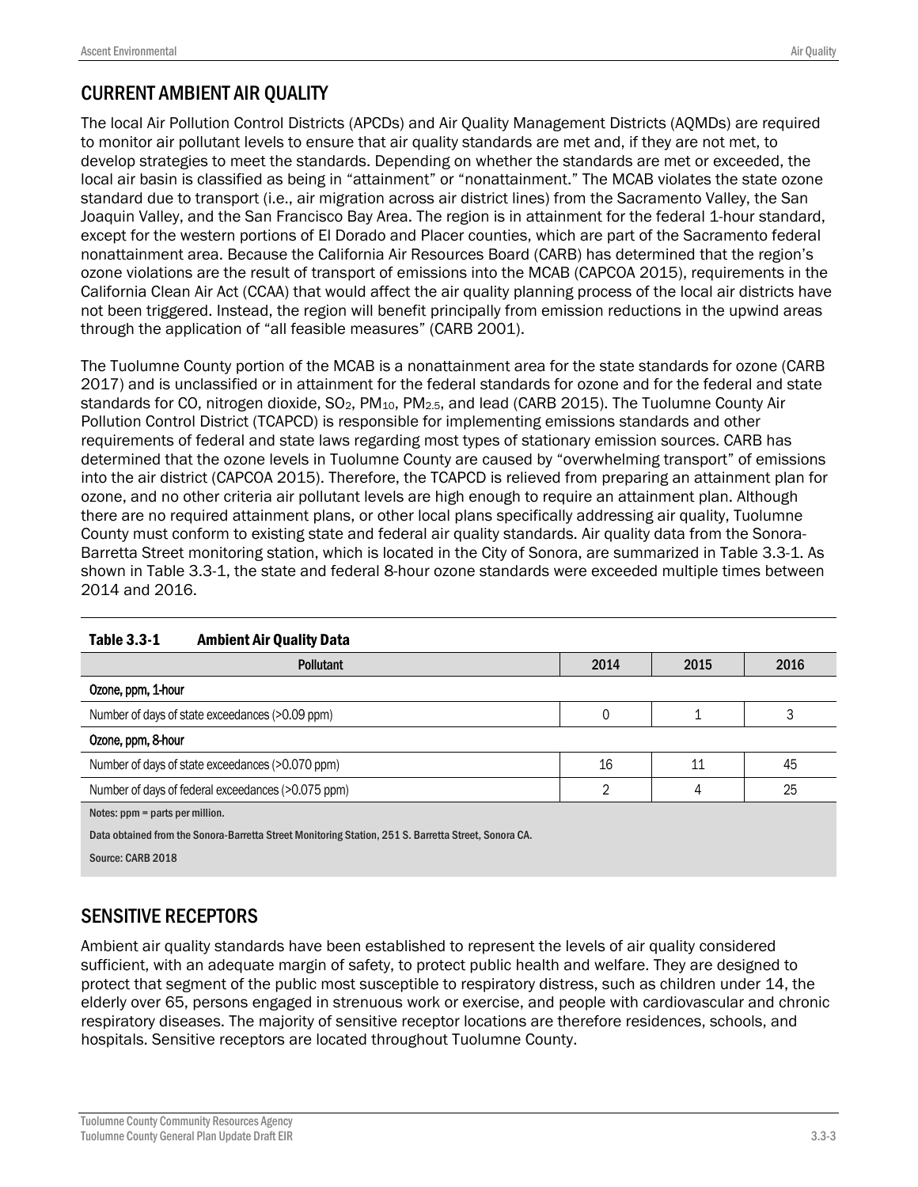## CURRENT AMBIENT AIR QUALITY

The local Air Pollution Control Districts (APCDs) and Air Quality Management Districts (AQMDs) are required to monitor air pollutant levels to ensure that air quality standards are met and, if they are not met, to develop strategies to meet the standards. Depending on whether the standards are met or exceeded, the local air basin is classified as being in "attainment" or "nonattainment." The MCAB violates the state ozone standard due to transport (i.e., air migration across air district lines) from the Sacramento Valley, the San Joaquin Valley, and the San Francisco Bay Area. The region is in attainment for the federal 1-hour standard, except for the western portions of El Dorado and Placer counties, which are part of the Sacramento federal nonattainment area. Because the California Air Resources Board (CARB) has determined that the region's ozone violations are the result of transport of emissions into the MCAB (CAPCOA 2015), requirements in the California Clean Air Act (CCAA) that would affect the air quality planning process of the local air districts have not been triggered. Instead, the region will benefit principally from emission reductions in the upwind areas through the application of "all feasible measures" (CARB 2001).

The Tuolumne County portion of the MCAB is a nonattainment area for the state standards for ozone (CARB 2017) and is unclassified or in attainment for the federal standards for ozone and for the federal and state standards for CO, nitrogen dioxide, $SO_2$, $PM_{10}$, $PM_{2.5}$, and lead (CARB 2015). The Tuolumne County Air Pollution Control District (TCAPCD) is responsible for implementing emissions standards and other requirements of federal and state laws regarding most types of stationary emission sources. CARB has determined that the ozone levels in Tuolumne County are caused by "overwhelming transport" of emissions into the air district (CAPCOA 2015). Therefore, the TCAPCD is relieved from preparing an attainment plan for ozone, and no other criteria air pollutant levels are high enough to require an attainment plan. Although there are no required attainment plans, or other local plans specifically addressing air quality, Tuolumne County must conform to existing state and federal air quality standards. Air quality data from the Sonora-Barretta Street monitoring station, which is located in the City of Sonora, are summarized in Table 3.3-1. As shown in Table 3.3-1, the state and federal 8-hour ozone standards were exceeded multiple times between 2014 and 2016.

**Table 3.3-1 Ambient Air Quality Data**

| Pollutant | 2014 | 2015 | 2016 |
|---|---|---|---|
| **Ozone, ppm, 1-hour** | | | |
| Number of days of state exceedances (>0.09 ppm) | 0 | 1 | 3 |
| **Ozone, ppm, 8-hour** | | | |
| Number of days of state exceedances (>0.070 ppm) | 16 | 11 | 45 |
| Number of days of federal exceedances (>0.075 ppm) | 2 | 4 | 25 |

Notes: ppm = parts per million.

Data obtained from the Sonora-Barretta Street Monitoring Station, 251 S. Barretta Street, Sonora CA.

Source: CARB 2018

## SENSITIVE RECEPTORS

Ambient air quality standards have been established to represent the levels of air quality considered sufficient, with an adequate margin of safety, to protect public health and welfare. They are designed to protect that segment of the public most susceptible to respiratory distress, such as children under 14, the elderly over 65, persons engaged in strenuous work or exercise, and people with cardiovascular and chronic respiratory diseases. The majority of sensitive receptor locations are therefore residences, schools, and hospitals. Sensitive receptors are located throughout Tuolumne County.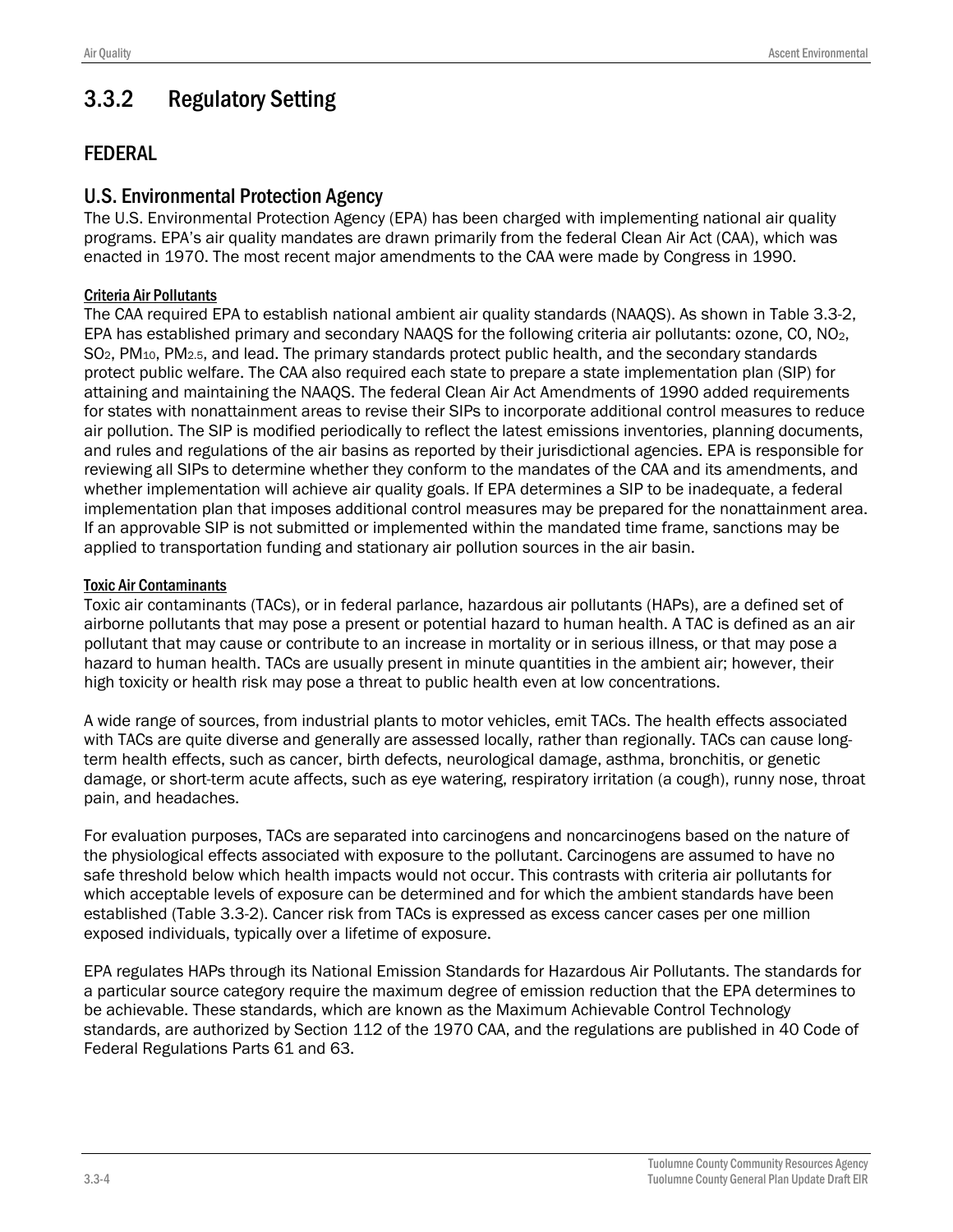## 3.3.2 Regulatory Setting

### FEDERAL

### U.S. Environmental Protection Agency

The U.S. Environmental Protection Agency (EPA) has been charged with implementing national air quality programs. EPA's air quality mandates are drawn primarily from the federal Clean Air Act (CAA), which was enacted in 1970. The most recent major amendments to the CAA were made by Congress in 1990.

#### Criteria Air Pollutants

The CAA required EPA to establish national ambient air quality standards (NAAQS). As shown in Table 3.3-2, EPA has established primary and secondary NAAQS for the following criteria air pollutants: ozone, CO, $NO_2$, $SO_2$, $PM_{10}$, $PM_{2.5}$, and lead. The primary standards protect public health, and the secondary standards protect public welfare. The CAA also required each state to prepare a state implementation plan (SIP) for attaining and maintaining the NAAQS. The federal Clean Air Act Amendments of 1990 added requirements for states with nonattainment areas to revise their SIPs to incorporate additional control measures to reduce air pollution. The SIP is modified periodically to reflect the latest emissions inventories, planning documents, and rules and regulations of the air basins as reported by their jurisdictional agencies. EPA is responsible for reviewing all SIPs to determine whether they conform to the mandates of the CAA and its amendments, and whether implementation will achieve air quality goals. If EPA determines a SIP to be inadequate, a federal implementation plan that imposes additional control measures may be prepared for the nonattainment area. If an approvable SIP is not submitted or implemented within the mandated time frame, sanctions may be applied to transportation funding and stationary air pollution sources in the air basin.

#### Toxic Air Contaminants

Toxic air contaminants (TACs), or in federal parlance, hazardous air pollutants (HAPs), are a defined set of airborne pollutants that may pose a present or potential hazard to human health. A TAC is defined as an air pollutant that may cause or contribute to an increase in mortality or in serious illness, or that may pose a hazard to human health. TACs are usually present in minute quantities in the ambient air; however, their high toxicity or health risk may pose a threat to public health even at low concentrations.

A wide range of sources, from industrial plants to motor vehicles, emit TACs. The health effects associated with TACs are quite diverse and generally are assessed locally, rather than regionally. TACs can cause long-term health effects, such as cancer, birth defects, neurological damage, asthma, bronchitis, or genetic damage, or short-term acute affects, such as eye watering, respiratory irritation (a cough), runny nose, throat pain, and headaches.

For evaluation purposes, TACs are separated into carcinogens and noncarcinogens based on the nature of the physiological effects associated with exposure to the pollutant. Carcinogens are assumed to have no safe threshold below which health impacts would not occur. This contrasts with criteria air pollutants for which acceptable levels of exposure can be determined and for which the ambient standards have been established (Table 3.3-2). Cancer risk from TACs is expressed as excess cancer cases per one million exposed individuals, typically over a lifetime of exposure.

EPA regulates HAPs through its National Emission Standards for Hazardous Air Pollutants. The standards for a particular source category require the maximum degree of emission reduction that the EPA determines to be achievable. These standards, which are known as the Maximum Achievable Control Technology standards, are authorized by Section 112 of the 1970 CAA, and the regulations are published in 40 Code of Federal Regulations Parts 61 and 63.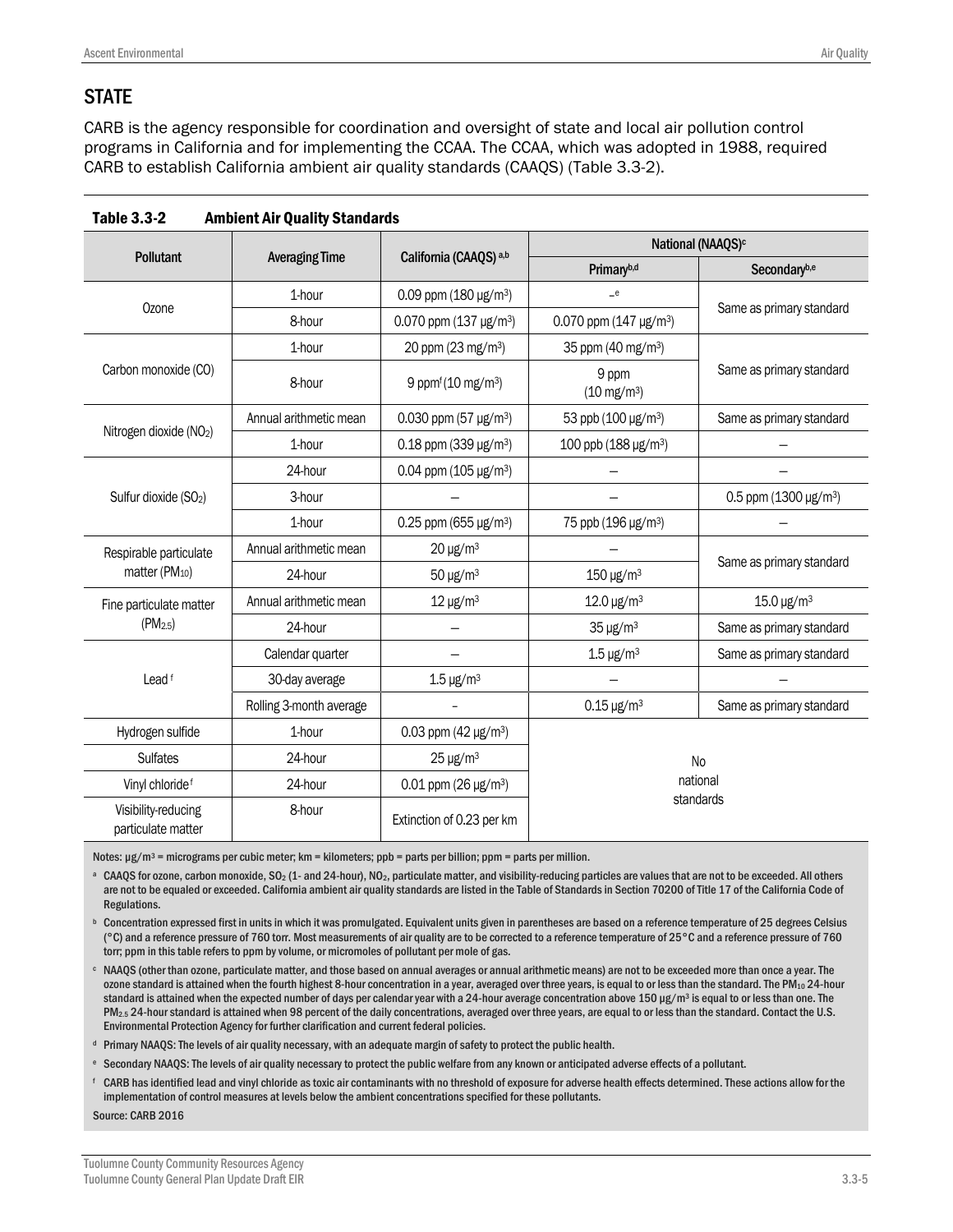## STATE

CARB is the agency responsible for coordination and oversight of state and local air pollution control programs in California and for implementing the CCAA. The CCAA, which was adopted in 1988, required CARB to establish California ambient air quality standards (CAAQS) (Table 3.3-2).

**Table 3.3-2 Ambient Air Quality Standards**

| Pollutant | Averaging Time | California (CAAQS) [a,b] | National (NAAQS)[c] | |
|---|---|---|---|---|
| | | | Primary[b,d] | Secondary[b,e] |
| Ozone | 1-hour | 0.09 ppm (180 μg/m³) | –[e] | Same as primary standard |
| | 8-hour | 0.070 ppm (137 μg/m³) | 0.070 ppm (147 μg/m³) | |
| Carbon monoxide (CO) | 1-hour | 20 ppm (23 mg/m³) | 35 ppm (40 mg/m³) | Same as primary standard |
| | 8-hour | 9 ppm[f] (10 mg/m³) | 9 ppm (10 mg/m³) | |
| Nitrogen dioxide ($NO_2$) | Annual arithmetic mean | 0.030 ppm (57 μg/m³) | 53 ppb (100 μg/m³) | Same as primary standard |
| | 1-hour | 0.18 ppm (339 μg/m³) | 100 ppb (188 μg/m³) | – |
| Sulfur dioxide ($SO_2$) | 24-hour | 0.04 ppm (105 μg/m³) | – | – |
| | 3-hour | – | – | 0.5 ppm (1300 μg/m³) |
| | 1-hour | 0.25 ppm (655 μg/m³) | 75 ppb (196 μg/m³) | – |
| Respirable particulate matter ($PM_{10}$) | Annual arithmetic mean | 20 μg/m³ | – | Same as primary standard |
| | 24-hour | 50 μg/m³ | 150 μg/m³ | |
| Fine particulate matter ($PM_{2.5}$) | Annual arithmetic mean | 12 μg/m³ | 12.0 μg/m³ | 15.0 μg/m³ |
| | 24-hour | – | 35 μg/m³ | Same as primary standard |
| Lead [f] | Calendar quarter | – | 1.5 μg/m³ | Same as primary standard |
| | 30-day average | 1.5 μg/m³ | – | – |
| | Rolling 3-month average | – | 0.15 μg/m³ | Same as primary standard |
| Hydrogen sulfide | 1-hour | 0.03 ppm (42 μg/m³) | No national standards | |
| Sulfates | 24-hour | 25 μg/m³ | | |
| Vinyl chloride[f] | 24-hour | 0.01 ppm (26 μg/m³) | | |
| Visibility-reducing particulate matter | 8-hour | Extinction of 0.23 per km | | |

Notes: μg/m³ = micrograms per cubic meter; km = kilometers; ppb = parts per billion; ppm = parts per million.

[a] CAAQS for ozone, carbon monoxide, $SO_2$ (1- and 24-hour), $NO_2$, particulate matter, and visibility-reducing particles are values that are not to be exceeded. All others are not to be equaled or exceeded. California ambient air quality standards are listed in the Table of Standards in Section 70200 of Title 17 of the California Code of Regulations.

[b] Concentration expressed first in units in which it was promulgated. Equivalent units given in parentheses are based on a reference temperature of 25 degrees Celsius (°C) and a reference pressure of 760 torr. Most measurements of air quality are to be corrected to a reference temperature of 25°C and a reference pressure of 760 torr; ppm in this table refers to ppm by volume, or micromoles of pollutant per mole of gas.

[c] NAAQS (other than ozone, particulate matter, and those based on annual averages or annual arithmetic means) are not to be exceeded more than once a year. The ozone standard is attained when the fourth highest 8-hour concentration in a year, averaged over three years, is equal to or less than the standard. The $PM_{10}$ 24-hour standard is attained when the expected number of days per calendar year with a 24-hour average concentration above 150 μg/m³ is equal to or less than one. The $PM_{2.5}$ 24-hour standard is attained when 98 percent of the daily concentrations, averaged over three years, are equal to or less than the standard. Contact the U.S. Environmental Protection Agency for further clarification and current federal policies.

[d] Primary NAAQS: The levels of air quality necessary, with an adequate margin of safety to protect the public health.

[e] Secondary NAAQS: The levels of air quality necessary to protect the public welfare from any known or anticipated adverse effects of a pollutant.

[f] CARB has identified lead and vinyl chloride as toxic air contaminants with no threshold of exposure for adverse health effects determined. These actions allow for the implementation of control measures at levels below the ambient concentrations specified for these pollutants.

Source: CARB 2016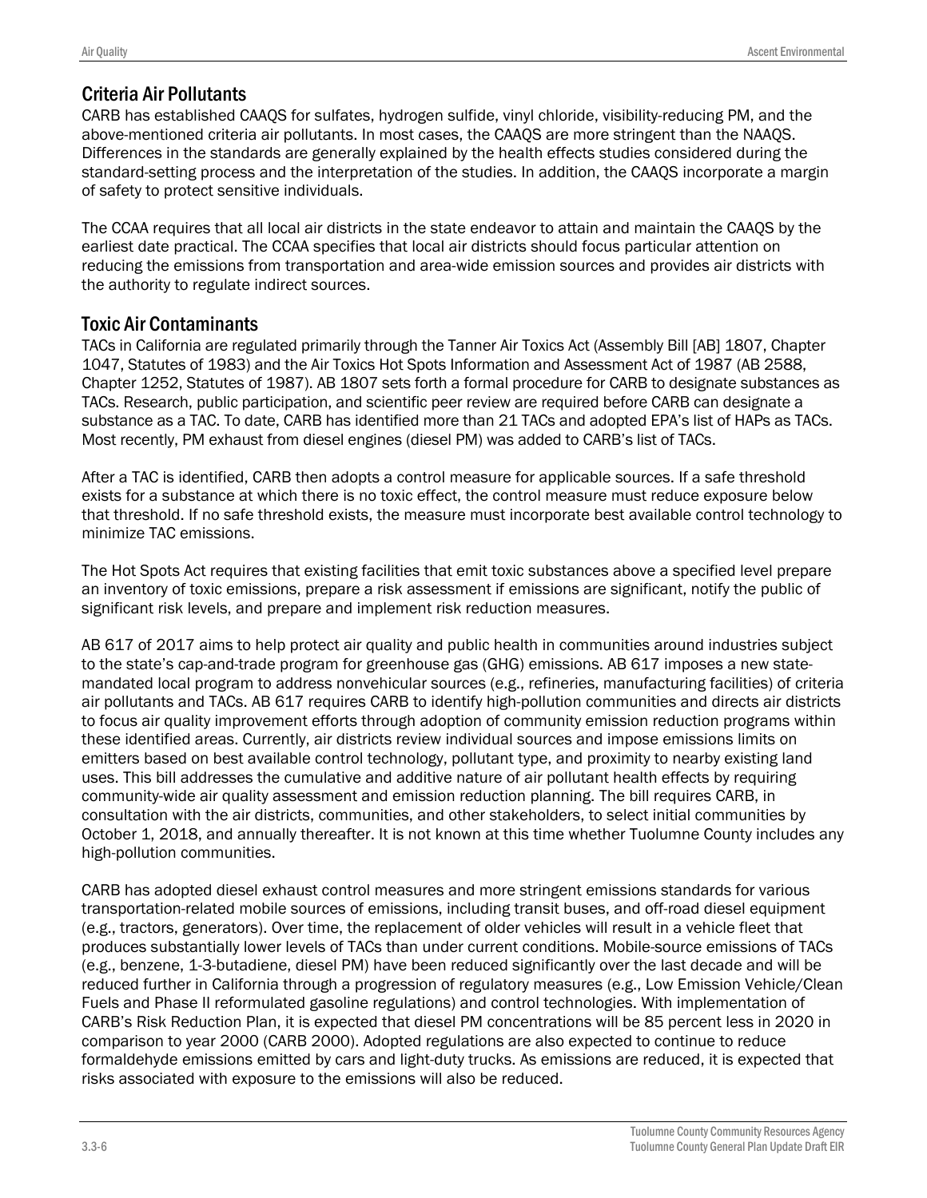### Criteria Air Pollutants

CARB has established CAAQS for sulfates, hydrogen sulfide, vinyl chloride, visibility-reducing PM, and the above-mentioned criteria air pollutants. In most cases, the CAAQS are more stringent than the NAAQS. Differences in the standards are generally explained by the health effects studies considered during the standard-setting process and the interpretation of the studies. In addition, the CAAQS incorporate a margin of safety to protect sensitive individuals.

The CCAA requires that all local air districts in the state endeavor to attain and maintain the CAAQS by the earliest date practical. The CCAA specifies that local air districts should focus particular attention on reducing the emissions from transportation and area-wide emission sources and provides air districts with the authority to regulate indirect sources.

### Toxic Air Contaminants

TACs in California are regulated primarily through the Tanner Air Toxics Act (Assembly Bill [AB] 1807, Chapter 1047, Statutes of 1983) and the Air Toxics Hot Spots Information and Assessment Act of 1987 (AB 2588, Chapter 1252, Statutes of 1987). AB 1807 sets forth a formal procedure for CARB to designate substances as TACs. Research, public participation, and scientific peer review are required before CARB can designate a substance as a TAC. To date, CARB has identified more than 21 TACs and adopted EPA's list of HAPs as TACs. Most recently, PM exhaust from diesel engines (diesel PM) was added to CARB's list of TACs.

After a TAC is identified, CARB then adopts a control measure for applicable sources. If a safe threshold exists for a substance at which there is no toxic effect, the control measure must reduce exposure below that threshold. If no safe threshold exists, the measure must incorporate best available control technology to minimize TAC emissions.

The Hot Spots Act requires that existing facilities that emit toxic substances above a specified level prepare an inventory of toxic emissions, prepare a risk assessment if emissions are significant, notify the public of significant risk levels, and prepare and implement risk reduction measures.

AB 617 of 2017 aims to help protect air quality and public health in communities around industries subject to the state's cap-and-trade program for greenhouse gas (GHG) emissions. AB 617 imposes a new state-mandated local program to address nonvehicular sources (e.g., refineries, manufacturing facilities) of criteria air pollutants and TACs. AB 617 requires CARB to identify high-pollution communities and directs air districts to focus air quality improvement efforts through adoption of community emission reduction programs within these identified areas. Currently, air districts review individual sources and impose emissions limits on emitters based on best available control technology, pollutant type, and proximity to nearby existing land uses. This bill addresses the cumulative and additive nature of air pollutant health effects by requiring community-wide air quality assessment and emission reduction planning. The bill requires CARB, in consultation with the air districts, communities, and other stakeholders, to select initial communities by October 1, 2018, and annually thereafter. It is not known at this time whether Tuolumne County includes any high-pollution communities.

CARB has adopted diesel exhaust control measures and more stringent emissions standards for various transportation-related mobile sources of emissions, including transit buses, and off-road diesel equipment (e.g., tractors, generators). Over time, the replacement of older vehicles will result in a vehicle fleet that produces substantially lower levels of TACs than under current conditions. Mobile-source emissions of TACs (e.g., benzene, 1-3-butadiene, diesel PM) have been reduced significantly over the last decade and will be reduced further in California through a progression of regulatory measures (e.g., Low Emission Vehicle/Clean Fuels and Phase II reformulated gasoline regulations) and control technologies. With implementation of CARB's Risk Reduction Plan, it is expected that diesel PM concentrations will be 85 percent less in 2020 in comparison to year 2000 (CARB 2000). Adopted regulations are also expected to continue to reduce formaldehyde emissions emitted by cars and light-duty trucks. As emissions are reduced, it is expected that risks associated with exposure to the emissions will also be reduced.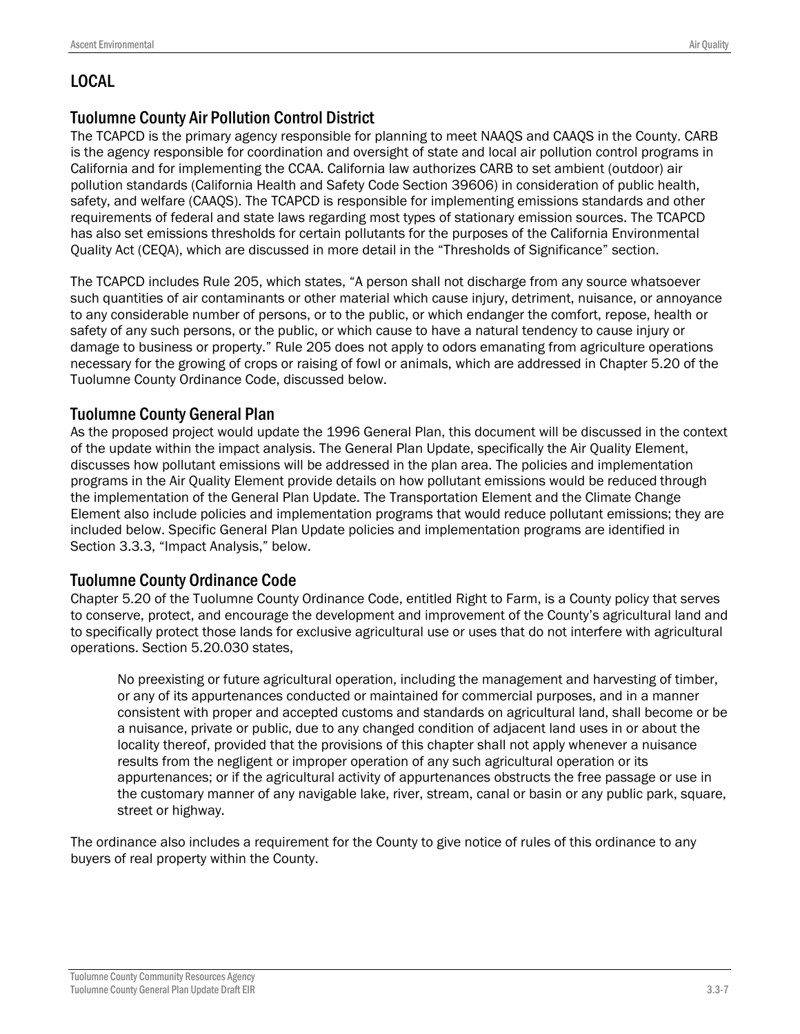## LOCAL

### Tuolumne County Air Pollution Control District

The TCAPCD is the primary agency responsible for planning to meet NAAQS and CAAQS in the County. CARB is the agency responsible for coordination and oversight of state and local air pollution control programs in California and for implementing the CCAA. California law authorizes CARB to set ambient (outdoor) air pollution standards (California Health and Safety Code Section 39606) in consideration of public health, safety, and welfare (CAAQS). The TCAPCD is responsible for implementing emissions standards and other requirements of federal and state laws regarding most types of stationary emission sources. The TCAPCD has also set emissions thresholds for certain pollutants for the purposes of the California Environmental Quality Act (CEQA), which are discussed in more detail in the "Thresholds of Significance" section.

The TCAPCD includes Rule 205, which states, "A person shall not discharge from any source whatsoever such quantities of air contaminants or other material which cause injury, detriment, nuisance, or annoyance to any considerable number of persons, or to the public, or which endanger the comfort, repose, health or safety of any such persons, or the public, or which cause to have a natural tendency to cause injury or damage to business or property." Rule 205 does not apply to odors emanating from agriculture operations necessary for the growing of crops or raising of fowl or animals, which are addressed in Chapter 5.20 of the Tuolumne County Ordinance Code, discussed below.

### Tuolumne County General Plan

As the proposed project would update the 1996 General Plan, this document will be discussed in the context of the update within the impact analysis. The General Plan Update, specifically the Air Quality Element, discusses how pollutant emissions will be addressed in the plan area. The policies and implementation programs in the Air Quality Element provide details on how pollutant emissions would be reduced through the implementation of the General Plan Update. The Transportation Element and the Climate Change Element also include policies and implementation programs that would reduce pollutant emissions; they are included below. Specific General Plan Update policies and implementation programs are identified in Section 3.3.3, "Impact Analysis," below.

### Tuolumne County Ordinance Code

Chapter 5.20 of the Tuolumne County Ordinance Code, entitled Right to Farm, is a County policy that serves to conserve, protect, and encourage the development and improvement of the County's agricultural land and to specifically protect those lands for exclusive agricultural use or uses that do not interfere with agricultural operations. Section 5.20.030 states,

> No preexisting or future agricultural operation, including the management and harvesting of timber, or any of its appurtenances conducted or maintained for commercial purposes, and in a manner consistent with proper and accepted customs and standards on agricultural land, shall become or be a nuisance, private or public, due to any changed condition of adjacent land uses in or about the locality thereof, provided that the provisions of this chapter shall not apply whenever a nuisance results from the negligent or improper operation of any such agricultural operation or its appurtenances; or if the agricultural activity of appurtenances obstructs the free passage or use in the customary manner of any navigable lake, river, stream, canal or basin or any public park, square, street or highway.

The ordinance also includes a requirement for the County to give notice of rules of this ordinance to any buyers of real property within the County.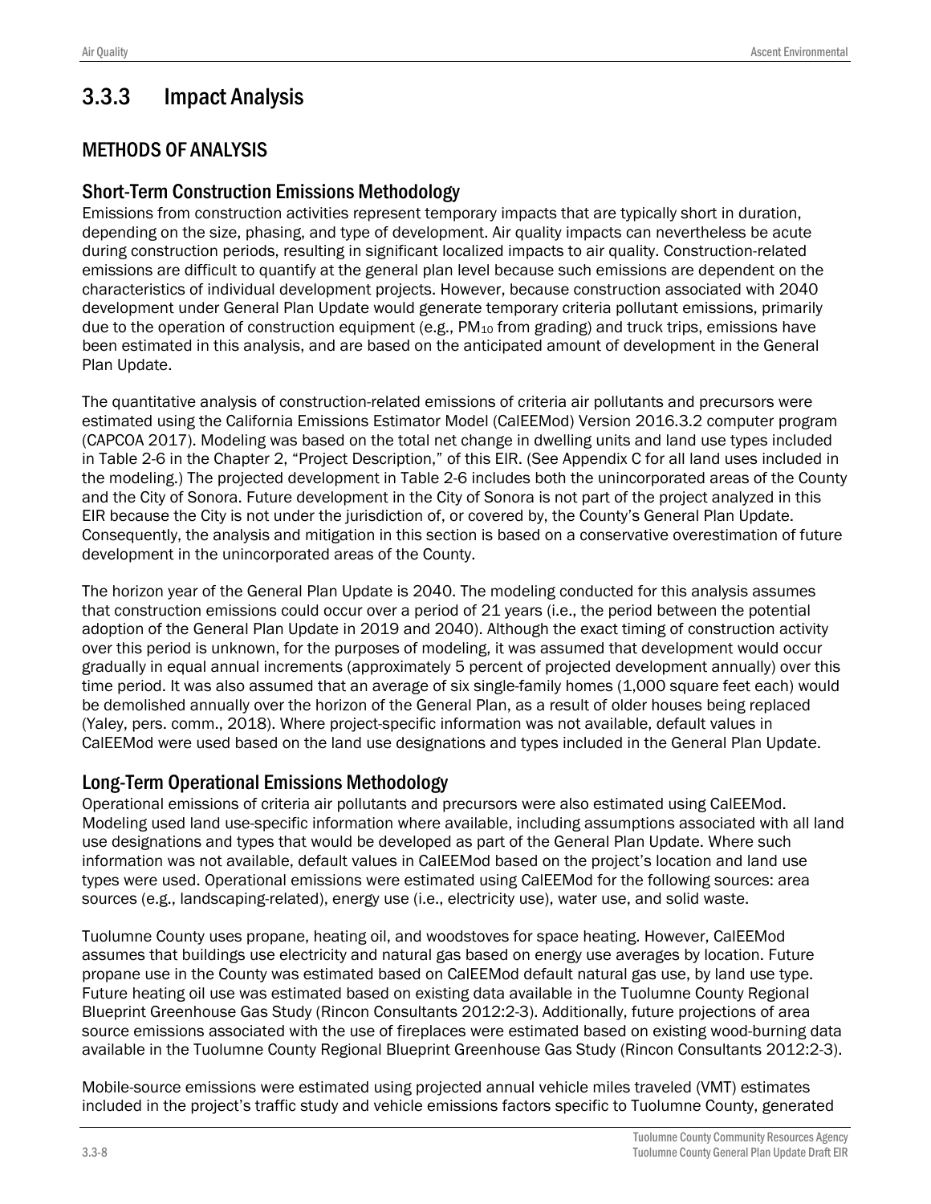## 3.3.3 Impact Analysis

### METHODS OF ANALYSIS

#### Short-Term Construction Emissions Methodology

Emissions from construction activities represent temporary impacts that are typically short in duration, depending on the size, phasing, and type of development. Air quality impacts can nevertheless be acute during construction periods, resulting in significant localized impacts to air quality. Construction-related emissions are difficult to quantify at the general plan level because such emissions are dependent on the characteristics of individual development projects. However, because construction associated with 2040 development under General Plan Update would generate temporary criteria pollutant emissions, primarily due to the operation of construction equipment (e.g., $PM_{10}$ from grading) and truck trips, emissions have been estimated in this analysis, and are based on the anticipated amount of development in the General Plan Update.

The quantitative analysis of construction-related emissions of criteria air pollutants and precursors were estimated using the California Emissions Estimator Model (CalEEMod) Version 2016.3.2 computer program (CAPCOA 2017). Modeling was based on the total net change in dwelling units and land use types included in Table 2-6 in the Chapter 2, "Project Description," of this EIR. (See Appendix C for all land uses included in the modeling.) The projected development in Table 2-6 includes both the unincorporated areas of the County and the City of Sonora. Future development in the City of Sonora is not part of the project analyzed in this EIR because the City is not under the jurisdiction of, or covered by, the County's General Plan Update. Consequently, the analysis and mitigation in this section is based on a conservative overestimation of future development in the unincorporated areas of the County.

The horizon year of the General Plan Update is 2040. The modeling conducted for this analysis assumes that construction emissions could occur over a period of 21 years (i.e., the period between the potential adoption of the General Plan Update in 2019 and 2040). Although the exact timing of construction activity over this period is unknown, for the purposes of modeling, it was assumed that development would occur gradually in equal annual increments (approximately 5 percent of projected development annually) over this time period. It was also assumed that an average of six single-family homes (1,000 square feet each) would be demolished annually over the horizon of the General Plan, as a result of older houses being replaced (Yaley, pers. comm., 2018). Where project-specific information was not available, default values in CalEEMod were used based on the land use designations and types included in the General Plan Update.

#### Long-Term Operational Emissions Methodology

Operational emissions of criteria air pollutants and precursors were also estimated using CalEEMod. Modeling used land use-specific information where available, including assumptions associated with all land use designations and types that would be developed as part of the General Plan Update. Where such information was not available, default values in CalEEMod based on the project's location and land use types were used. Operational emissions were estimated using CalEEMod for the following sources: area sources (e.g., landscaping-related), energy use (i.e., electricity use), water use, and solid waste.

Tuolumne County uses propane, heating oil, and woodstoves for space heating. However, CalEEMod assumes that buildings use electricity and natural gas based on energy use averages by location. Future propane use in the County was estimated based on CalEEMod default natural gas use, by land use type. Future heating oil use was estimated based on existing data available in the Tuolumne County Regional Blueprint Greenhouse Gas Study (Rincon Consultants 2012:2-3). Additionally, future projections of area source emissions associated with the use of fireplaces were estimated based on existing wood-burning data available in the Tuolumne County Regional Blueprint Greenhouse Gas Study (Rincon Consultants 2012:2-3).

Mobile-source emissions were estimated using projected annual vehicle miles traveled (VMT) estimates included in the project's traffic study and vehicle emissions factors specific to Tuolumne County, generated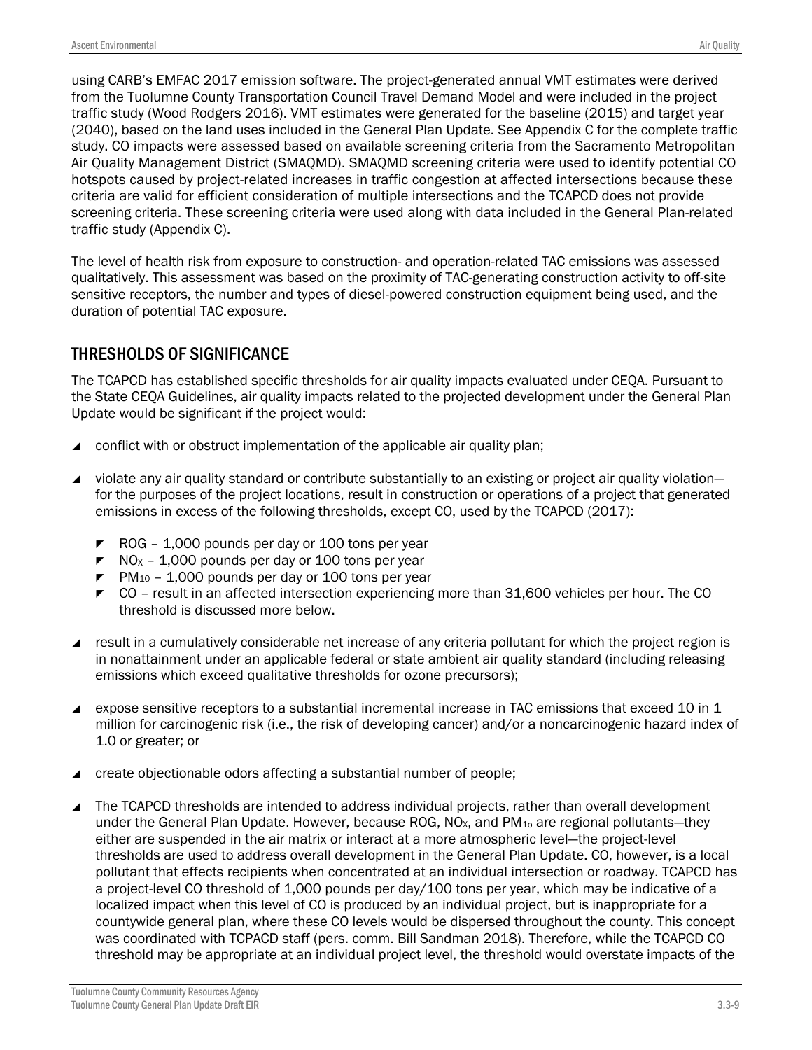using CARB's EMFAC 2017 emission software. The project-generated annual VMT estimates were derived from the Tuolumne County Transportation Council Travel Demand Model and were included in the project traffic study (Wood Rodgers 2016). VMT estimates were generated for the baseline (2015) and target year (2040), based on the land uses included in the General Plan Update. See Appendix C for the complete traffic study. CO impacts were assessed based on available screening criteria from the Sacramento Metropolitan Air Quality Management District (SMAQMD). SMAQMD screening criteria were used to identify potential CO hotspots caused by project-related increases in traffic congestion at affected intersections because these criteria are valid for efficient consideration of multiple intersections and the TCAPCD does not provide screening criteria. These screening criteria were used along with data included in the General Plan-related traffic study (Appendix C).

The level of health risk from exposure to construction- and operation-related TAC emissions was assessed qualitatively. This assessment was based on the proximity of TAC-generating construction activity to off-site sensitive receptors, the number and types of diesel-powered construction equipment being used, and the duration of potential TAC exposure.

## THRESHOLDS OF SIGNIFICANCE

The TCAPCD has established specific thresholds for air quality impacts evaluated under CEQA. Pursuant to the State CEQA Guidelines, air quality impacts related to the projected development under the General Plan Update would be significant if the project would:

- conflict with or obstruct implementation of the applicable air quality plan;
- violate any air quality standard or contribute substantially to an existing or project air quality violation—for the purposes of the project locations, result in construction or operations of a project that generated emissions in excess of the following thresholds, except CO, used by the TCAPCD (2017):
  - ROG – 1,000 pounds per day or 100 tons per year
  - $NO_X$ – 1,000 pounds per day or 100 tons per year
  - $PM_{10}$ – 1,000 pounds per day or 100 tons per year
  - CO – result in an affected intersection experiencing more than 31,600 vehicles per hour. The CO threshold is discussed more below.
- result in a cumulatively considerable net increase of any criteria pollutant for which the project region is in nonattainment under an applicable federal or state ambient air quality standard (including releasing emissions which exceed qualitative thresholds for ozone precursors);
- expose sensitive receptors to a substantial incremental increase in TAC emissions that exceed 10 in 1 million for carcinogenic risk (i.e., the risk of developing cancer) and/or a noncarcinogenic hazard index of 1.0 or greater; or
- create objectionable odors affecting a substantial number of people;
- The TCAPCD thresholds are intended to address individual projects, rather than overall development under the General Plan Update. However, because ROG, $NO_X$, and $PM_{10}$ are regional pollutants—they either are suspended in the air matrix or interact at a more atmospheric level—the project-level thresholds are used to address overall development in the General Plan Update. CO, however, is a local pollutant that effects recipients when concentrated at an individual intersection or roadway. TCAPCD has a project-level CO threshold of 1,000 pounds per day/100 tons per year, which may be indicative of a localized impact when this level of CO is produced by an individual project, but is inappropriate for a countywide general plan, where these CO levels would be dispersed throughout the county. This concept was coordinated with TCPACD staff (pers. comm. Bill Sandman 2018). Therefore, while the TCAPCD CO threshold may be appropriate at an individual project level, the threshold would overstate impacts of the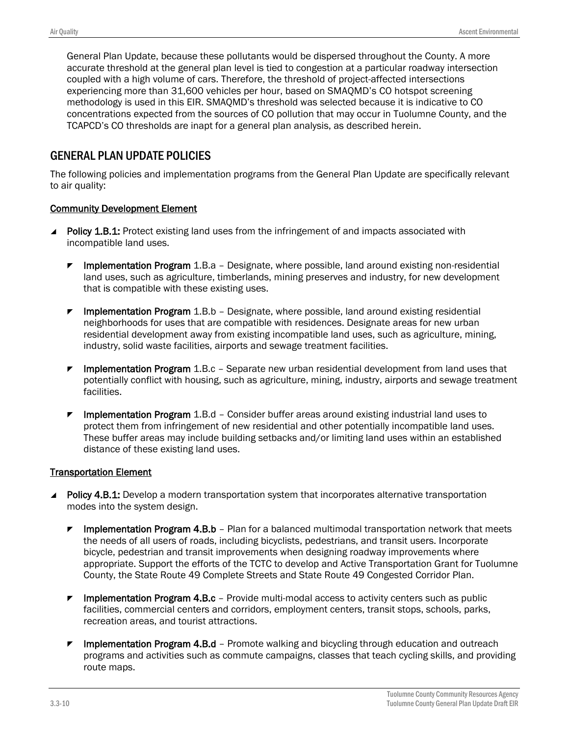General Plan Update, because these pollutants would be dispersed throughout the County. A more accurate threshold at the general plan level is tied to congestion at a particular roadway intersection coupled with a high volume of cars. Therefore, the threshold of project-affected intersections experiencing more than 31,600 vehicles per hour, based on SMAQMD's CO hotspot screening methodology is used in this EIR. SMAQMD's threshold was selected because it is indicative to CO concentrations expected from the sources of CO pollution that may occur in Tuolumne County, and the TCAPCD's CO thresholds are inapt for a general plan analysis, as described herein.

## GENERAL PLAN UPDATE POLICIES

The following policies and implementation programs from the General Plan Update are specifically relevant to air quality:

### Community Development Element

- **Policy 1.B.1:** Protect existing land uses from the infringement of and impacts associated with incompatible land uses.
  - **Implementation Program** 1.B.a – Designate, where possible, land around existing non-residential land uses, such as agriculture, timberlands, mining preserves and industry, for new development that is compatible with these existing uses.
  - **Implementation Program** 1.B.b – Designate, where possible, land around existing residential neighborhoods for uses that are compatible with residences. Designate areas for new urban residential development away from existing incompatible land uses, such as agriculture, mining, industry, solid waste facilities, airports and sewage treatment facilities.
  - **Implementation Program** 1.B.c – Separate new urban residential development from land uses that potentially conflict with housing, such as agriculture, mining, industry, airports and sewage treatment facilities.
  - **Implementation Program** 1.B.d – Consider buffer areas around existing industrial land uses to protect them from infringement of new residential and other potentially incompatible land uses. These buffer areas may include building setbacks and/or limiting land uses within an established distance of these existing land uses.

### Transportation Element

- **Policy 4.B.1:** Develop a modern transportation system that incorporates alternative transportation modes into the system design.
  - **Implementation Program 4.B.b** – Plan for a balanced multimodal transportation network that meets the needs of all users of roads, including bicyclists, pedestrians, and transit users. Incorporate bicycle, pedestrian and transit improvements when designing roadway improvements where appropriate. Support the efforts of the TCTC to develop and Active Transportation Grant for Tuolumne County, the State Route 49 Complete Streets and State Route 49 Congested Corridor Plan.
  - **Implementation Program 4.B.c** – Provide multi-modal access to activity centers such as public facilities, commercial centers and corridors, employment centers, transit stops, schools, parks, recreation areas, and tourist attractions.
  - **Implementation Program 4.B.d** – Promote walking and bicycling through education and outreach programs and activities such as commute campaigns, classes that teach cycling skills, and providing route maps.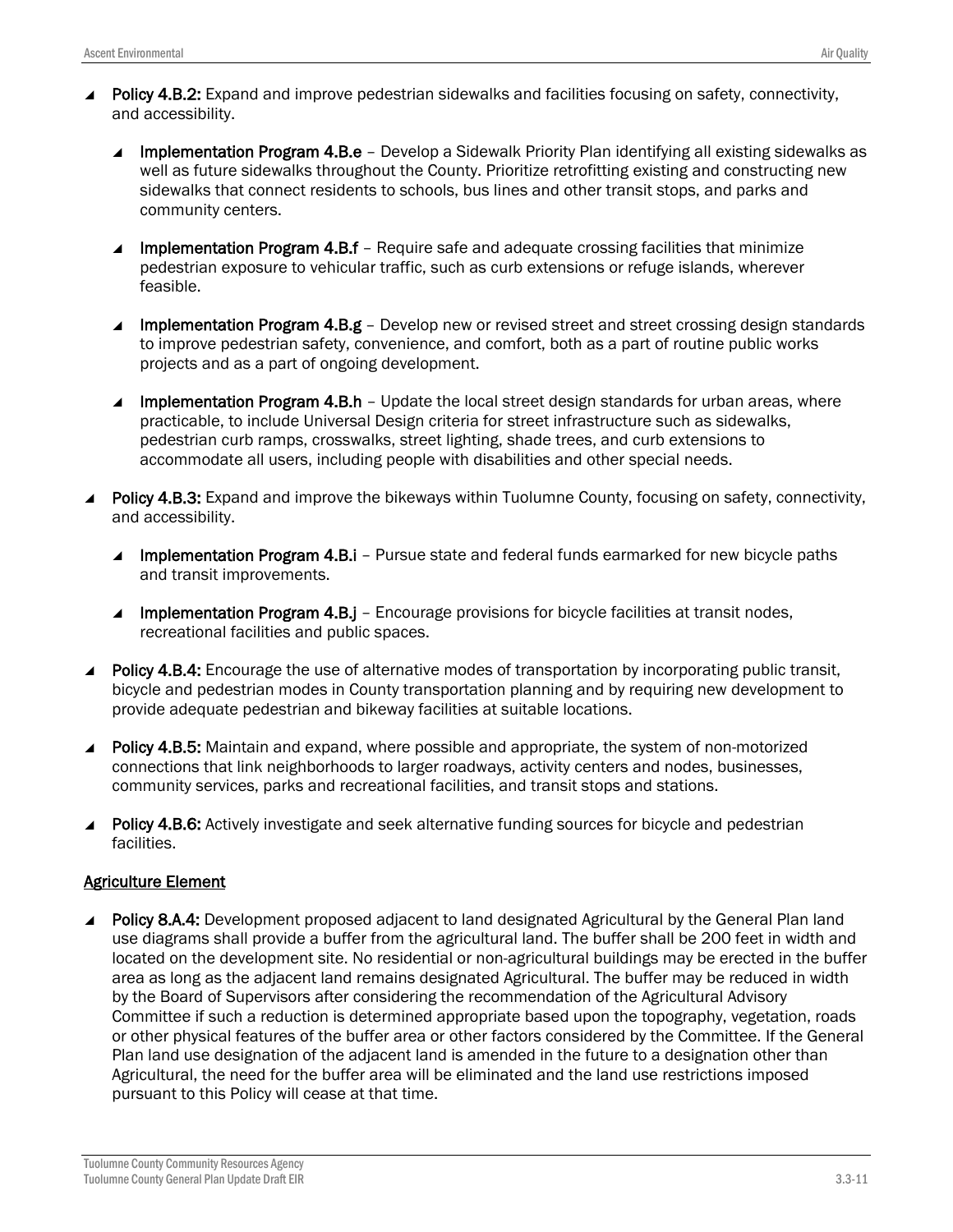- **Policy 4.B.2:** Expand and improve pedestrian sidewalks and facilities focusing on safety, connectivity, and accessibility.
  - **Implementation Program 4.B.e** – Develop a Sidewalk Priority Plan identifying all existing sidewalks as well as future sidewalks throughout the County. Prioritize retrofitting existing and constructing new sidewalks that connect residents to schools, bus lines and other transit stops, and parks and community centers.
  - **Implementation Program 4.B.f** – Require safe and adequate crossing facilities that minimize pedestrian exposure to vehicular traffic, such as curb extensions or refuge islands, wherever feasible.
  - **Implementation Program 4.B.g** – Develop new or revised street and street crossing design standards to improve pedestrian safety, convenience, and comfort, both as a part of routine public works projects and as a part of ongoing development.
  - **Implementation Program 4.B.h** – Update the local street design standards for urban areas, where practicable, to include Universal Design criteria for street infrastructure such as sidewalks, pedestrian curb ramps, crosswalks, street lighting, shade trees, and curb extensions to accommodate all users, including people with disabilities and other special needs.
- **Policy 4.B.3:** Expand and improve the bikeways within Tuolumne County, focusing on safety, connectivity, and accessibility.
  - **Implementation Program 4.B.i** – Pursue state and federal funds earmarked for new bicycle paths and transit improvements.
  - **Implementation Program 4.B.j** – Encourage provisions for bicycle facilities at transit nodes, recreational facilities and public spaces.
- **Policy 4.B.4:** Encourage the use of alternative modes of transportation by incorporating public transit, bicycle and pedestrian modes in County transportation planning and by requiring new development to provide adequate pedestrian and bikeway facilities at suitable locations.
- **Policy 4.B.5:** Maintain and expand, where possible and appropriate, the system of non-motorized connections that link neighborhoods to larger roadways, activity centers and nodes, businesses, community services, parks and recreational facilities, and transit stops and stations.
- **Policy 4.B.6:** Actively investigate and seek alternative funding sources for bicycle and pedestrian facilities.

<u>Agriculture Element</u>

- **Policy 8.A.4:** Development proposed adjacent to land designated Agricultural by the General Plan land use diagrams shall provide a buffer from the agricultural land. The buffer shall be 200 feet in width and located on the development site. No residential or non-agricultural buildings may be erected in the buffer area as long as the adjacent land remains designated Agricultural. The buffer may be reduced in width by the Board of Supervisors after considering the recommendation of the Agricultural Advisory Committee if such a reduction is determined appropriate based upon the topography, vegetation, roads or other physical features of the buffer area or other factors considered by the Committee. If the General Plan land use designation of the adjacent land is amended in the future to a designation other than Agricultural, the need for the buffer area will be eliminated and the land use restrictions imposed pursuant to this Policy will cease at that time.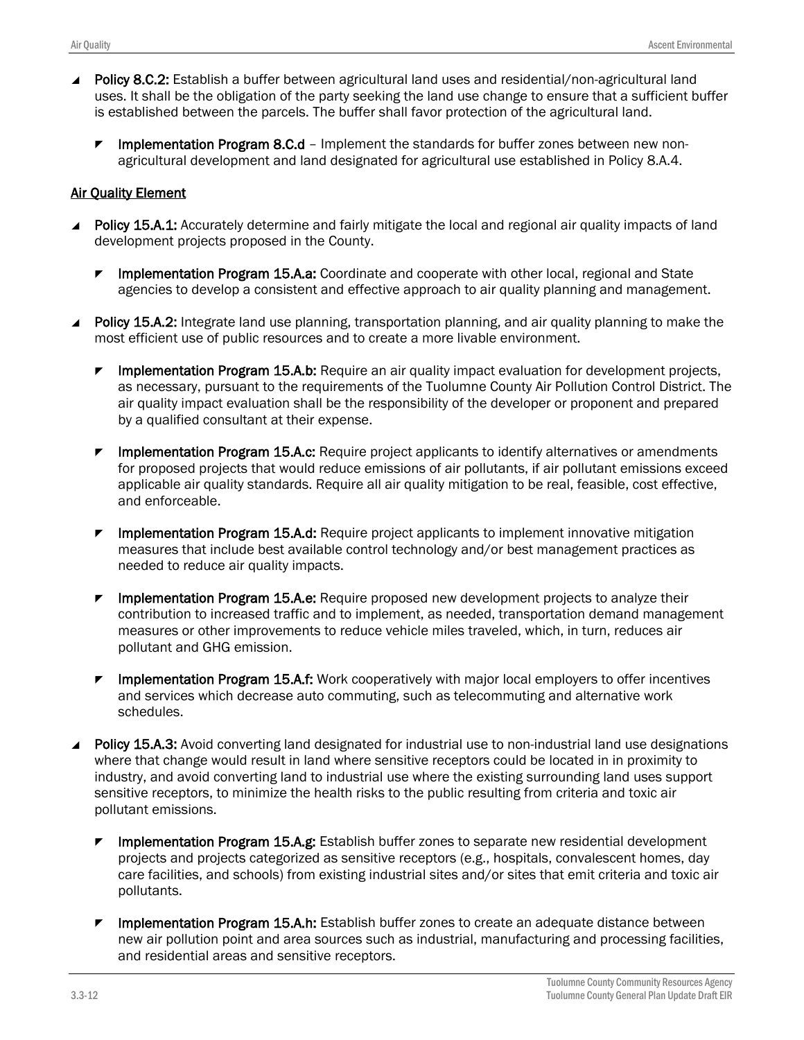- **Policy 8.C.2:** Establish a buffer between agricultural land uses and residential/non-agricultural land uses. It shall be the obligation of the party seeking the land use change to ensure that a sufficient buffer is established between the parcels. The buffer shall favor protection of the agricultural land.
  - **Implementation Program 8.C.d** – Implement the standards for buffer zones between new non-agricultural development and land designated for agricultural use established in Policy 8.A.4.

<u>Air Quality Element</u>

- **Policy 15.A.1:** Accurately determine and fairly mitigate the local and regional air quality impacts of land development projects proposed in the County.
  - **Implementation Program 15.A.a:** Coordinate and cooperate with other local, regional and State agencies to develop a consistent and effective approach to air quality planning and management.
- **Policy 15.A.2:** Integrate land use planning, transportation planning, and air quality planning to make the most efficient use of public resources and to create a more livable environment.
  - **Implementation Program 15.A.b:** Require an air quality impact evaluation for development projects, as necessary, pursuant to the requirements of the Tuolumne County Air Pollution Control District. The air quality impact evaluation shall be the responsibility of the developer or proponent and prepared by a qualified consultant at their expense.
  - **Implementation Program 15.A.c:** Require project applicants to identify alternatives or amendments for proposed projects that would reduce emissions of air pollutants, if air pollutant emissions exceed applicable air quality standards. Require all air quality mitigation to be real, feasible, cost effective, and enforceable.
  - **Implementation Program 15.A.d:** Require project applicants to implement innovative mitigation measures that include best available control technology and/or best management practices as needed to reduce air quality impacts.
  - **Implementation Program 15.A.e:** Require proposed new development projects to analyze their contribution to increased traffic and to implement, as needed, transportation demand management measures or other improvements to reduce vehicle miles traveled, which, in turn, reduces air pollutant and GHG emission.
  - **Implementation Program 15.A.f:** Work cooperatively with major local employers to offer incentives and services which decrease auto commuting, such as telecommuting and alternative work schedules.
- **Policy 15.A.3:** Avoid converting land designated for industrial use to non-industrial land use designations where that change would result in land where sensitive receptors could be located in in proximity to industry, and avoid converting land to industrial use where the existing surrounding land uses support sensitive receptors, to minimize the health risks to the public resulting from criteria and toxic air pollutant emissions.
  - **Implementation Program 15.A.g:** Establish buffer zones to separate new residential development projects and projects categorized as sensitive receptors (e.g., hospitals, convalescent homes, day care facilities, and schools) from existing industrial sites and/or sites that emit criteria and toxic air pollutants.
  - **Implementation Program 15.A.h:** Establish buffer zones to create an adequate distance between new air pollution point and area sources such as industrial, manufacturing and processing facilities, and residential areas and sensitive receptors.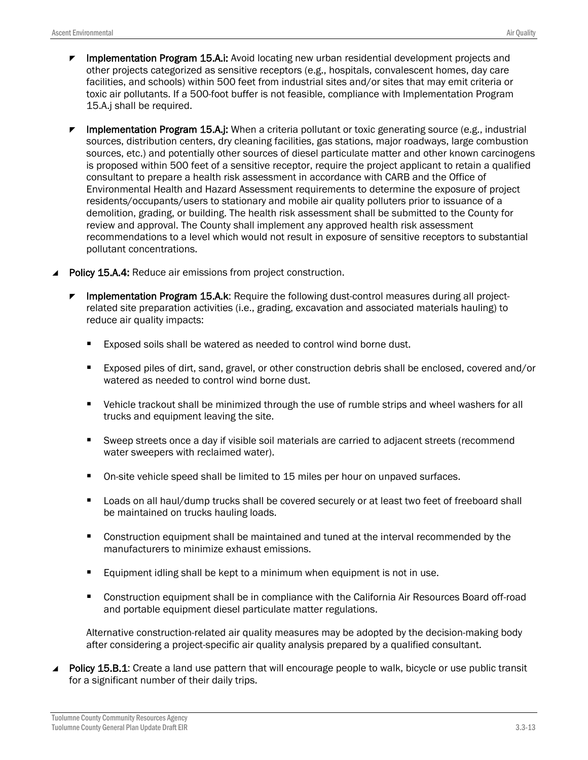- **Implementation Program 15.A.i:** Avoid locating new urban residential development projects and other projects categorized as sensitive receptors (e.g., hospitals, convalescent homes, day care facilities, and schools) within 500 feet from industrial sites and/or sites that may emit criteria or toxic air pollutants. If a 500-foot buffer is not feasible, compliance with Implementation Program 15.A.j shall be required.

- **Implementation Program 15.A.j:** When a criteria pollutant or toxic generating source (e.g., industrial sources, distribution centers, dry cleaning facilities, gas stations, major roadways, large combustion sources, etc.) and potentially other sources of diesel particulate matter and other known carcinogens is proposed within 500 feet of a sensitive receptor, require the project applicant to retain a qualified consultant to prepare a health risk assessment in accordance with CARB and the Office of Environmental Health and Hazard Assessment requirements to determine the exposure of project residents/occupants/users to stationary and mobile air quality polluters prior to issuance of a demolition, grading, or building. The health risk assessment shall be submitted to the County for review and approval. The County shall implement any approved health risk assessment recommendations to a level which would not result in exposure of sensitive receptors to substantial pollutant concentrations.

- **Policy 15.A.4:** Reduce air emissions from project construction.

  - **Implementation Program 15.A.k**: Require the following dust-control measures during all project-related site preparation activities (i.e., grading, excavation and associated materials hauling) to reduce air quality impacts:

    - Exposed soils shall be watered as needed to control wind borne dust.
    - Exposed piles of dirt, sand, gravel, or other construction debris shall be enclosed, covered and/or watered as needed to control wind borne dust.
    - Vehicle trackout shall be minimized through the use of rumble strips and wheel washers for all trucks and equipment leaving the site.
    - Sweep streets once a day if visible soil materials are carried to adjacent streets (recommend water sweepers with reclaimed water).
    - On-site vehicle speed shall be limited to 15 miles per hour on unpaved surfaces.
    - Loads on all haul/dump trucks shall be covered securely or at least two feet of freeboard shall be maintained on trucks hauling loads.
    - Construction equipment shall be maintained and tuned at the interval recommended by the manufacturers to minimize exhaust emissions.
    - Equipment idling shall be kept to a minimum when equipment is not in use.
    - Construction equipment shall be in compliance with the California Air Resources Board off-road and portable equipment diesel particulate matter regulations.

    Alternative construction-related air quality measures may be adopted by the decision-making body after considering a project-specific air quality analysis prepared by a qualified consultant.

- **Policy 15.B.1**: Create a land use pattern that will encourage people to walk, bicycle or use public transit for a significant number of their daily trips.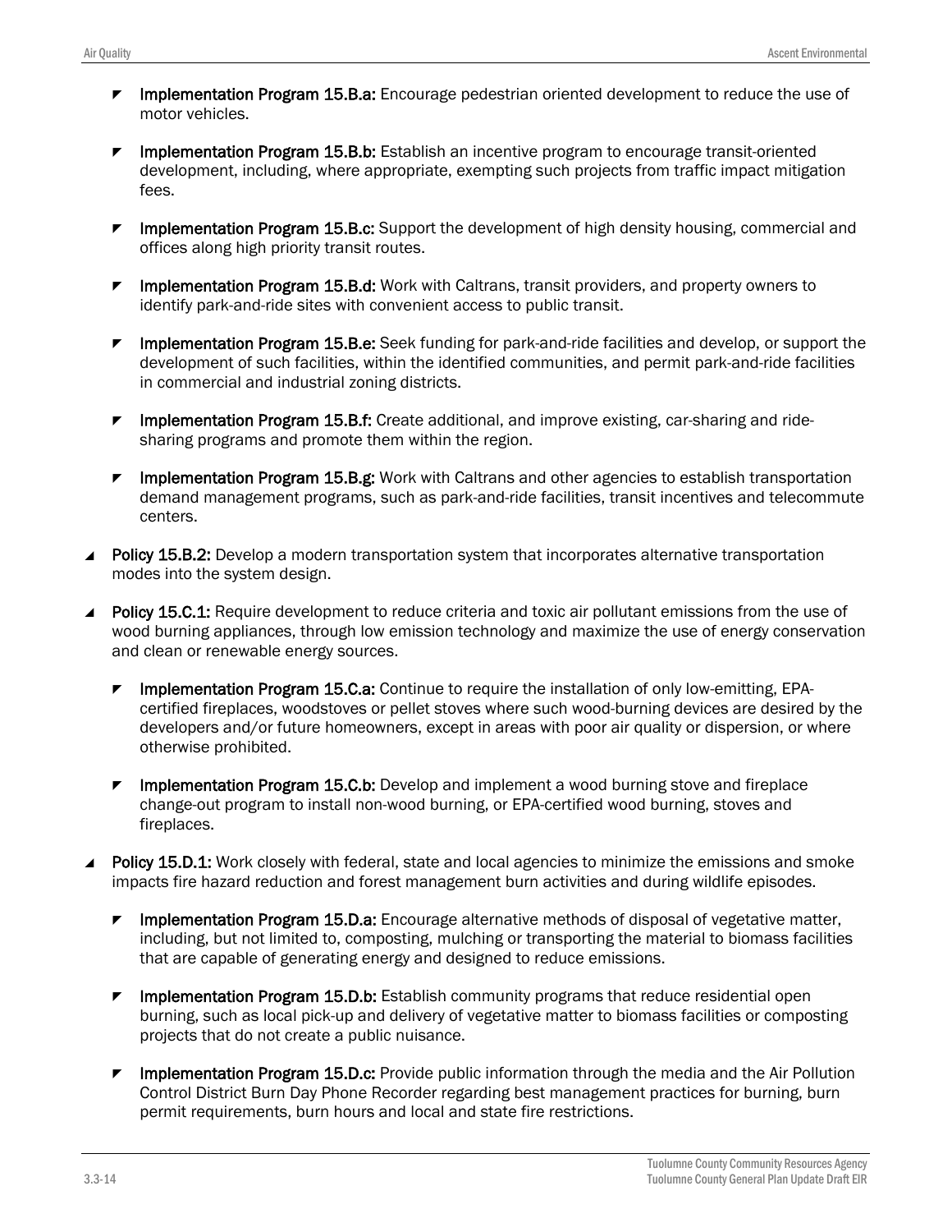- **Implementation Program 15.B.a:** Encourage pedestrian oriented development to reduce the use of motor vehicles.

- **Implementation Program 15.B.b:** Establish an incentive program to encourage transit-oriented development, including, where appropriate, exempting such projects from traffic impact mitigation fees.

- **Implementation Program 15.B.c:** Support the development of high density housing, commercial and offices along high priority transit routes.

- **Implementation Program 15.B.d:** Work with Caltrans, transit providers, and property owners to identify park-and-ride sites with convenient access to public transit.

- **Implementation Program 15.B.e:** Seek funding for park-and-ride facilities and develop, or support the development of such facilities, within the identified communities, and permit park-and-ride facilities in commercial and industrial zoning districts.

- **Implementation Program 15.B.f:** Create additional, and improve existing, car-sharing and ride-sharing programs and promote them within the region.

- **Implementation Program 15.B.g:** Work with Caltrans and other agencies to establish transportation demand management programs, such as park-and-ride facilities, transit incentives and telecommute centers.

- **Policy 15.B.2:** Develop a modern transportation system that incorporates alternative transportation modes into the system design.

- **Policy 15.C.1:** Require development to reduce criteria and toxic air pollutant emissions from the use of wood burning appliances, through low emission technology and maximize the use of energy conservation and clean or renewable energy sources.

  - **Implementation Program 15.C.a:** Continue to require the installation of only low-emitting, EPA-certified fireplaces, woodstoves or pellet stoves where such wood-burning devices are desired by the developers and/or future homeowners, except in areas with poor air quality or dispersion, or where otherwise prohibited.

  - **Implementation Program 15.C.b:** Develop and implement a wood burning stove and fireplace change-out program to install non-wood burning, or EPA-certified wood burning, stoves and fireplaces.

- **Policy 15.D.1:** Work closely with federal, state and local agencies to minimize the emissions and smoke impacts fire hazard reduction and forest management burn activities and during wildlife episodes.

  - **Implementation Program 15.D.a:** Encourage alternative methods of disposal of vegetative matter, including, but not limited to, composting, mulching or transporting the material to biomass facilities that are capable of generating energy and designed to reduce emissions.

  - **Implementation Program 15.D.b:** Establish community programs that reduce residential open burning, such as local pick-up and delivery of vegetative matter to biomass facilities or composting projects that do not create a public nuisance.

  - **Implementation Program 15.D.c:** Provide public information through the media and the Air Pollution Control District Burn Day Phone Recorder regarding best management practices for burning, burn permit requirements, burn hours and local and state fire restrictions.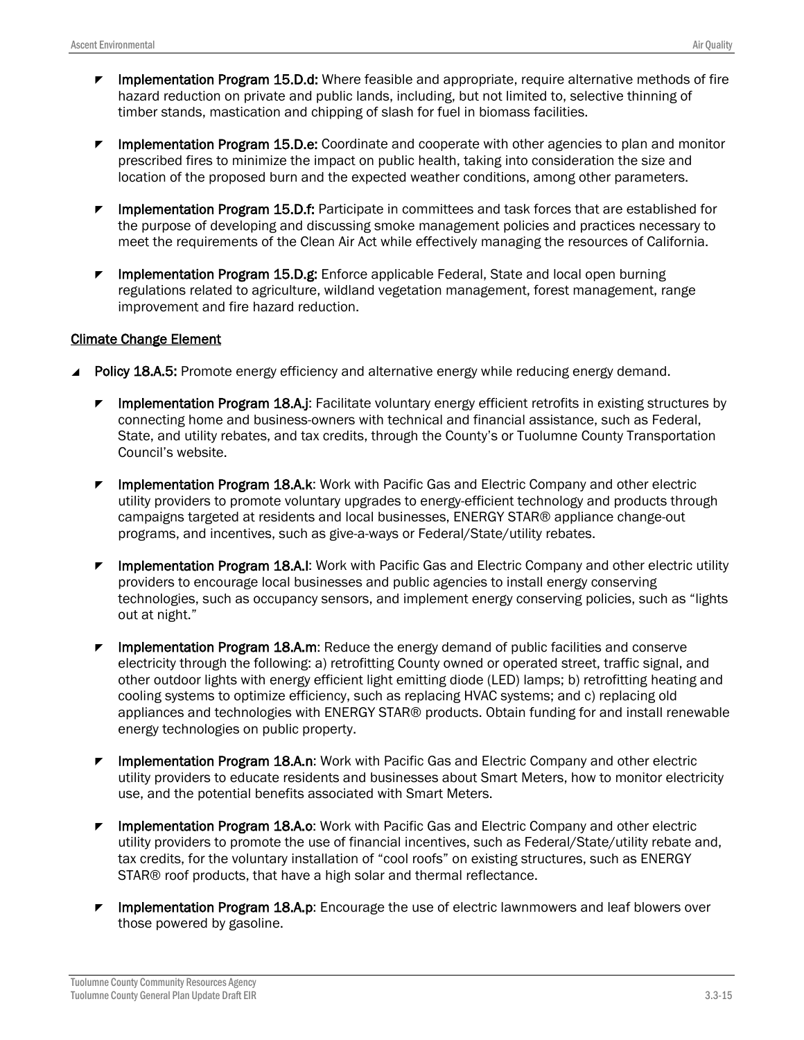- **Implementation Program 15.D.d:** Where feasible and appropriate, require alternative methods of fire hazard reduction on private and public lands, including, but not limited to, selective thinning of timber stands, mastication and chipping of slash for fuel in biomass facilities.

- **Implementation Program 15.D.e:** Coordinate and cooperate with other agencies to plan and monitor prescribed fires to minimize the impact on public health, taking into consideration the size and location of the proposed burn and the expected weather conditions, among other parameters.

- **Implementation Program 15.D.f:** Participate in committees and task forces that are established for the purpose of developing and discussing smoke management policies and practices necessary to meet the requirements of the Clean Air Act while effectively managing the resources of California.

- **Implementation Program 15.D.g:** Enforce applicable Federal, State and local open burning regulations related to agriculture, wildland vegetation management, forest management, range improvement and fire hazard reduction.

<u>Climate Change Element</u>

- **Policy 18.A.5:** Promote energy efficiency and alternative energy while reducing energy demand.

  - **Implementation Program 18.A.j**: Facilitate voluntary energy efficient retrofits in existing structures by connecting home and business-owners with technical and financial assistance, such as Federal, State, and utility rebates, and tax credits, through the County's or Tuolumne County Transportation Council's website.

  - **Implementation Program 18.A.k**: Work with Pacific Gas and Electric Company and other electric utility providers to promote voluntary upgrades to energy-efficient technology and products through campaigns targeted at residents and local businesses, ENERGY STAR® appliance change-out programs, and incentives, such as give-a-ways or Federal/State/utility rebates.

  - **Implementation Program 18.A.l**: Work with Pacific Gas and Electric Company and other electric utility providers to encourage local businesses and public agencies to install energy conserving technologies, such as occupancy sensors, and implement energy conserving policies, such as "lights out at night."

  - **Implementation Program 18.A.m**: Reduce the energy demand of public facilities and conserve electricity through the following: a) retrofitting County owned or operated street, traffic signal, and other outdoor lights with energy efficient light emitting diode (LED) lamps; b) retrofitting heating and cooling systems to optimize efficiency, such as replacing HVAC systems; and c) replacing old appliances and technologies with ENERGY STAR® products. Obtain funding for and install renewable energy technologies on public property.

  - **Implementation Program 18.A.n**: Work with Pacific Gas and Electric Company and other electric utility providers to educate residents and businesses about Smart Meters, how to monitor electricity use, and the potential benefits associated with Smart Meters.

  - **Implementation Program 18.A.o**: Work with Pacific Gas and Electric Company and other electric utility providers to promote the use of financial incentives, such as Federal/State/utility rebate and, tax credits, for the voluntary installation of "cool roofs" on existing structures, such as ENERGY STAR® roof products, that have a high solar and thermal reflectance.

  - **Implementation Program 18.A.p**: Encourage the use of electric lawnmowers and leaf blowers over those powered by gasoline.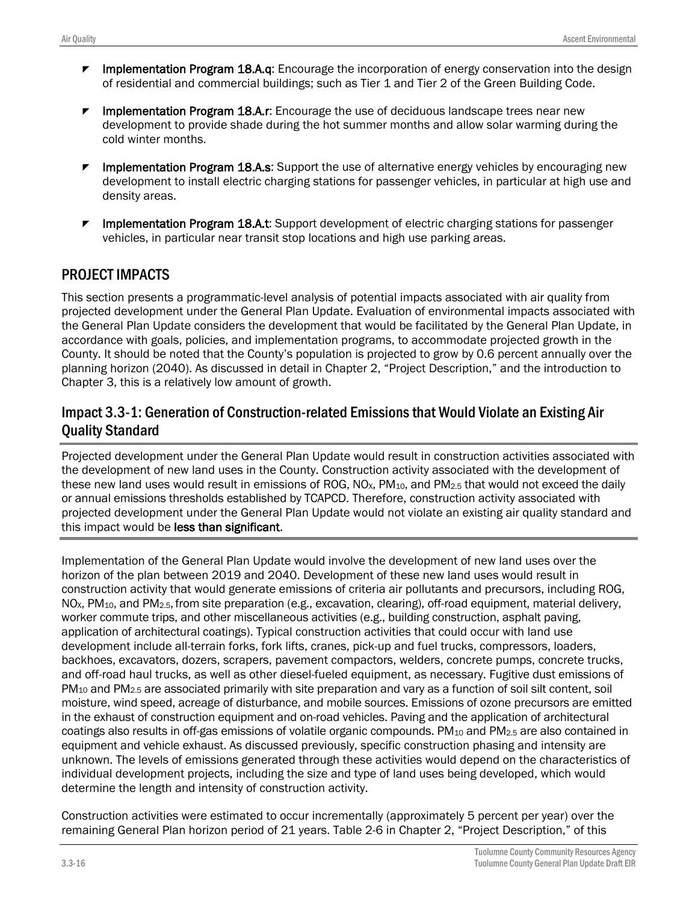- **Implementation Program 18.A.q**: Encourage the incorporation of energy conservation into the design of residential and commercial buildings; such as Tier 1 and Tier 2 of the Green Building Code.
- **Implementation Program 18.A.r**: Encourage the use of deciduous landscape trees near new development to provide shade during the hot summer months and allow solar warming during the cold winter months.
- **Implementation Program 18.A.s**: Support the use of alternative energy vehicles by encouraging new development to install electric charging stations for passenger vehicles, in particular at high use and density areas.
- **Implementation Program 18.A.t**: Support development of electric charging stations for passenger vehicles, in particular near transit stop locations and high use parking areas.

## PROJECT IMPACTS

This section presents a programmatic-level analysis of potential impacts associated with air quality from projected development under the General Plan Update. Evaluation of environmental impacts associated with the General Plan Update considers the development that would be facilitated by the General Plan Update, in accordance with goals, policies, and implementation programs, to accommodate projected growth in the County. It should be noted that the County's population is projected to grow by 0.6 percent annually over the planning horizon (2040). As discussed in detail in Chapter 2, "Project Description," and the introduction to Chapter 3, this is a relatively low amount of growth.

### Impact 3.3-1: Generation of Construction-related Emissions that Would Violate an Existing Air Quality Standard

Projected development under the General Plan Update would result in construction activities associated with the development of new land uses in the County. Construction activity associated with the development of these new land uses would result in emissions of ROG, $NO_X$, $PM_{10}$, and $PM_{2.5}$ that would not exceed the daily or annual emissions thresholds established by TCAPCD. Therefore, construction activity associated with projected development under the General Plan Update would not violate an existing air quality standard and this impact would be **less than significant**.

Implementation of the General Plan Update would involve the development of new land uses over the horizon of the plan between 2019 and 2040. Development of these new land uses would result in construction activity that would generate emissions of criteria air pollutants and precursors, including ROG, $NO_X$, $PM_{10}$, and $PM_{2.5}$, from site preparation (e.g., excavation, clearing), off-road equipment, material delivery, worker commute trips, and other miscellaneous activities (e.g., building construction, asphalt paving, application of architectural coatings). Typical construction activities that could occur with land use development include all-terrain forks, fork lifts, cranes, pick-up and fuel trucks, compressors, loaders, backhoes, excavators, dozers, scrapers, pavement compactors, welders, concrete pumps, concrete trucks, and off-road haul trucks, as well as other diesel-fueled equipment, as necessary. Fugitive dust emissions of $PM_{10}$ and $PM_{2.5}$ are associated primarily with site preparation and vary as a function of soil silt content, soil moisture, wind speed, acreage of disturbance, and mobile sources. Emissions of ozone precursors are emitted in the exhaust of construction equipment and on-road vehicles. Paving and the application of architectural coatings also results in off-gas emissions of volatile organic compounds. $PM_{10}$ and $PM_{2.5}$ are also contained in equipment and vehicle exhaust. As discussed previously, specific construction phasing and intensity are unknown. The levels of emissions generated through these activities would depend on the characteristics of individual development projects, including the size and type of land uses being developed, which would determine the length and intensity of construction activity.

Construction activities were estimated to occur incrementally (approximately 5 percent per year) over the remaining General Plan horizon period of 21 years. Table 2-6 in Chapter 2, "Project Description," of this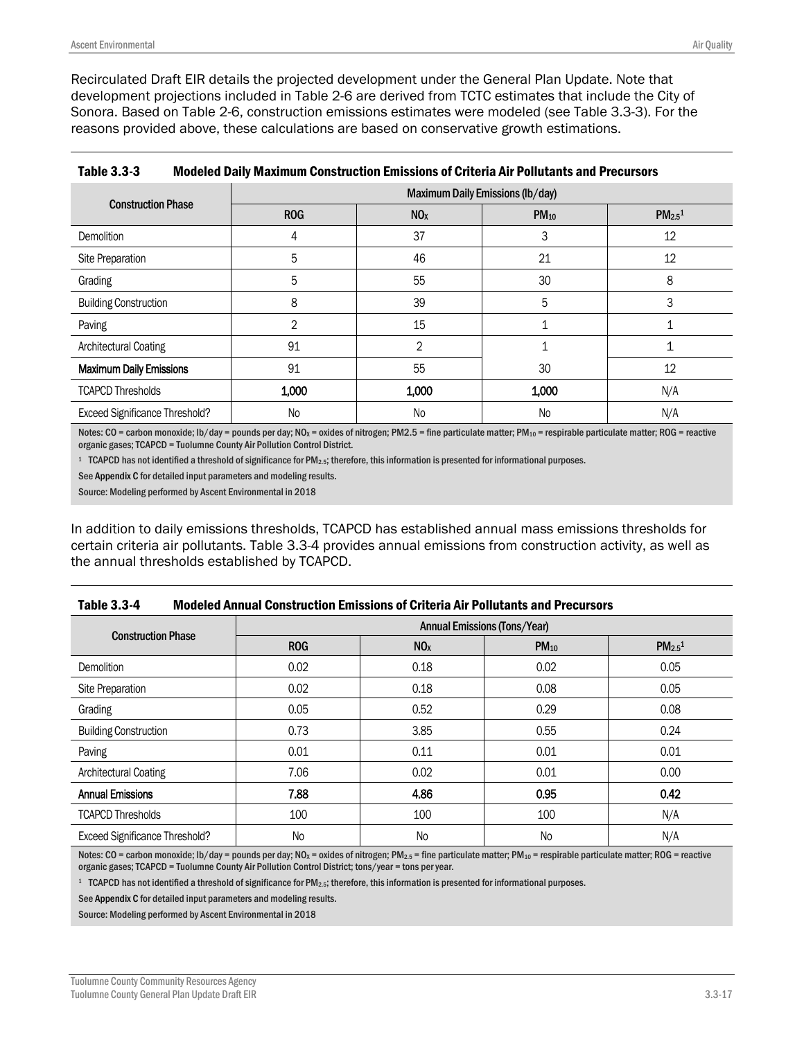Recirculated Draft EIR details the projected development under the General Plan Update. Note that development projections included in Table 2-6 are derived from TCTC estimates that include the City of Sonora. Based on Table 2-6, construction emissions estimates were modeled (see Table 3.3-3). For the reasons provided above, these calculations are based on conservative growth estimations.

**Table 3.3-3 Modeled Daily Maximum Construction Emissions of Criteria Air Pollutants and Precursors**

| Construction Phase | Maximum Daily Emissions (lb/day) | | | |
|---|---|---|---|---|
| | ROG | $NO_X$ | $PM_{10}$ | $PM_{2.5}$[1] |
| Demolition | 4 | 37 | 3 | 12 |
| Site Preparation | 5 | 46 | 21 | 12 |
| Grading | 5 | 55 | 30 | 8 |
| Building Construction | 8 | 39 | 5 | 3 |
| Paving | 2 | 15 | 1 | 1 |
| Architectural Coating | 91 | 2 | 1 | 1 |
| **Maximum Daily Emissions** | 91 | 55 | 30 | 12 |
| TCAPCD Thresholds | 1,000 | 1,000 | 1,000 | N/A |
| Exceed Significance Threshold? | No | No | No | N/A |

Notes: CO = carbon monoxide; lb/day = pounds per day; $NO_X$ = oxides of nitrogen; PM2.5 = fine particulate matter; $PM_{10}$ = respirable particulate matter; ROG = reactive organic gases; TCAPCD = Tuolumne County Air Pollution Control District.

[1] TCAPCD has not identified a threshold of significance for $PM_{2.5}$; therefore, this information is presented for informational purposes.

See Appendix C for detailed input parameters and modeling results.

Source: Modeling performed by Ascent Environmental in 2018

In addition to daily emissions thresholds, TCAPCD has established annual mass emissions thresholds for certain criteria air pollutants. Table 3.3-4 provides annual emissions from construction activity, as well as the annual thresholds established by TCAPCD.

**Table 3.3-4 Modeled Annual Construction Emissions of Criteria Air Pollutants and Precursors**

| Construction Phase | Annual Emissions (Tons/Year) | | | |
|---|---|---|---|---|
| | ROG | $NO_X$ | $PM_{10}$ | $PM_{2.5}$[1] |
| Demolition | 0.02 | 0.18 | 0.02 | 0.05 |
| Site Preparation | 0.02 | 0.18 | 0.08 | 0.05 |
| Grading | 0.05 | 0.52 | 0.29 | 0.08 |
| Building Construction | 0.73 | 3.85 | 0.55 | 0.24 |
| Paving | 0.01 | 0.11 | 0.01 | 0.01 |
| Architectural Coating | 7.06 | 0.02 | 0.01 | 0.00 |
| **Annual Emissions** | **7.88** | **4.86** | **0.95** | **0.42** |
| TCAPCD Thresholds | 100 | 100 | 100 | N/A |
| Exceed Significance Threshold? | No | No | No | N/A |

Notes: CO = carbon monoxide; lb/day = pounds per day; $NO_X$ = oxides of nitrogen; $PM_{2.5}$ = fine particulate matter; $PM_{10}$ = respirable particulate matter; ROG = reactive organic gases; TCAPCD = Tuolumne County Air Pollution Control District; tons/year = tons per year.

[1] TCAPCD has not identified a threshold of significance for $PM_{2.5}$; therefore, this information is presented for informational purposes.

See Appendix C for detailed input parameters and modeling results.

Source: Modeling performed by Ascent Environmental in 2018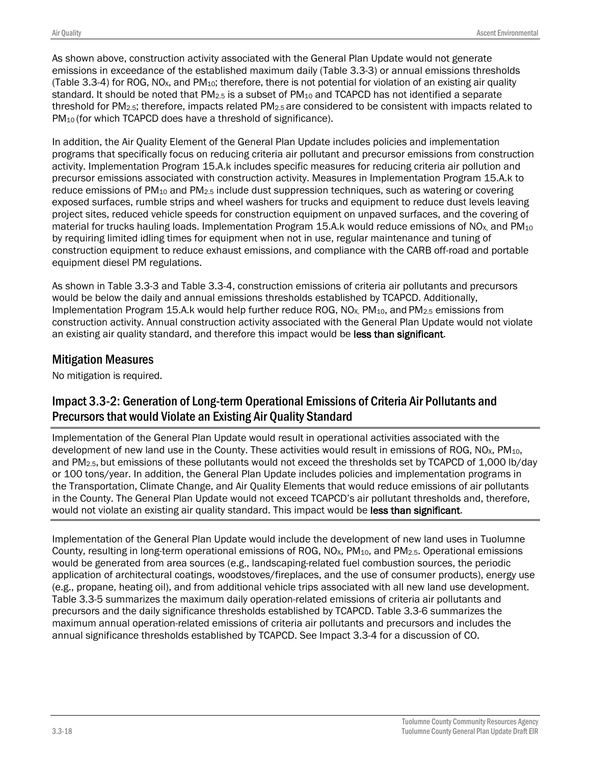As shown above, construction activity associated with the General Plan Update would not generate emissions in exceedance of the established maximum daily (Table 3.3-3) or annual emissions thresholds (Table 3.3-4) for ROG, $NO_X$, and $PM_{10}$; therefore, there is not potential for violation of an existing air quality standard. It should be noted that $PM_{2.5}$ is a subset of $PM_{10}$ and TCAPCD has not identified a separate threshold for $PM_{2.5}$; therefore, impacts related $PM_{2.5}$ are considered to be consistent with impacts related to $PM_{10}$ (for which TCAPCD does have a threshold of significance).

In addition, the Air Quality Element of the General Plan Update includes policies and implementation programs that specifically focus on reducing criteria air pollutant and precursor emissions from construction activity. Implementation Program 15.A.k includes specific measures for reducing criteria air pollution and precursor emissions associated with construction activity. Measures in Implementation Program 15.A.k to reduce emissions of $PM_{10}$ and $PM_{2.5}$ include dust suppression techniques, such as watering or covering exposed surfaces, rumble strips and wheel washers for trucks and equipment to reduce dust levels leaving project sites, reduced vehicle speeds for construction equipment on unpaved surfaces, and the covering of material for trucks hauling loads. Implementation Program 15.A.k would reduce emissions of $NO_X$, and $PM_{10}$ by requiring limited idling times for equipment when not in use, regular maintenance and tuning of construction equipment to reduce exhaust emissions, and compliance with the CARB off-road and portable equipment diesel PM regulations.

As shown in Table 3.3-3 and Table 3.3-4, construction emissions of criteria air pollutants and precursors would be below the daily and annual emissions thresholds established by TCAPCD. Additionally, Implementation Program 15.A.k would help further reduce ROG, $NO_X$, $PM_{10}$, and $PM_{2.5}$ emissions from construction activity. Annual construction activity associated with the General Plan Update would not violate an existing air quality standard, and therefore this impact would be **less than significant**.

## Mitigation Measures

No mitigation is required.

## Impact 3.3-2: Generation of Long-term Operational Emissions of Criteria Air Pollutants and Precursors that would Violate an Existing Air Quality Standard

Implementation of the General Plan Update would result in operational activities associated with the development of new land use in the County. These activities would result in emissions of ROG, $NO_X$, $PM_{10}$, and $PM_{2.5}$, but emissions of these pollutants would not exceed the thresholds set by TCAPCD of 1,000 lb/day or 100 tons/year. In addition, the General Plan Update includes policies and implementation programs in the Transportation, Climate Change, and Air Quality Elements that would reduce emissions of air pollutants in the County. The General Plan Update would not exceed TCAPCD's air pollutant thresholds and, therefore, would not violate an existing air quality standard. This impact would be **less than significant**.

Implementation of the General Plan Update would include the development of new land uses in Tuolumne County, resulting in long-term operational emissions of ROG, $NO_X$, $PM_{10}$, and $PM_{2.5}$. Operational emissions would be generated from area sources (e.g., landscaping-related fuel combustion sources, the periodic application of architectural coatings, woodstoves/fireplaces, and the use of consumer products), energy use (e.g., propane, heating oil), and from additional vehicle trips associated with all new land use development. Table 3.3-5 summarizes the maximum daily operation-related emissions of criteria air pollutants and precursors and the daily significance thresholds established by TCAPCD. Table 3.3-6 summarizes the maximum annual operation-related emissions of criteria air pollutants and precursors and includes the annual significance thresholds established by TCAPCD. See Impact 3.3-4 for a discussion of CO.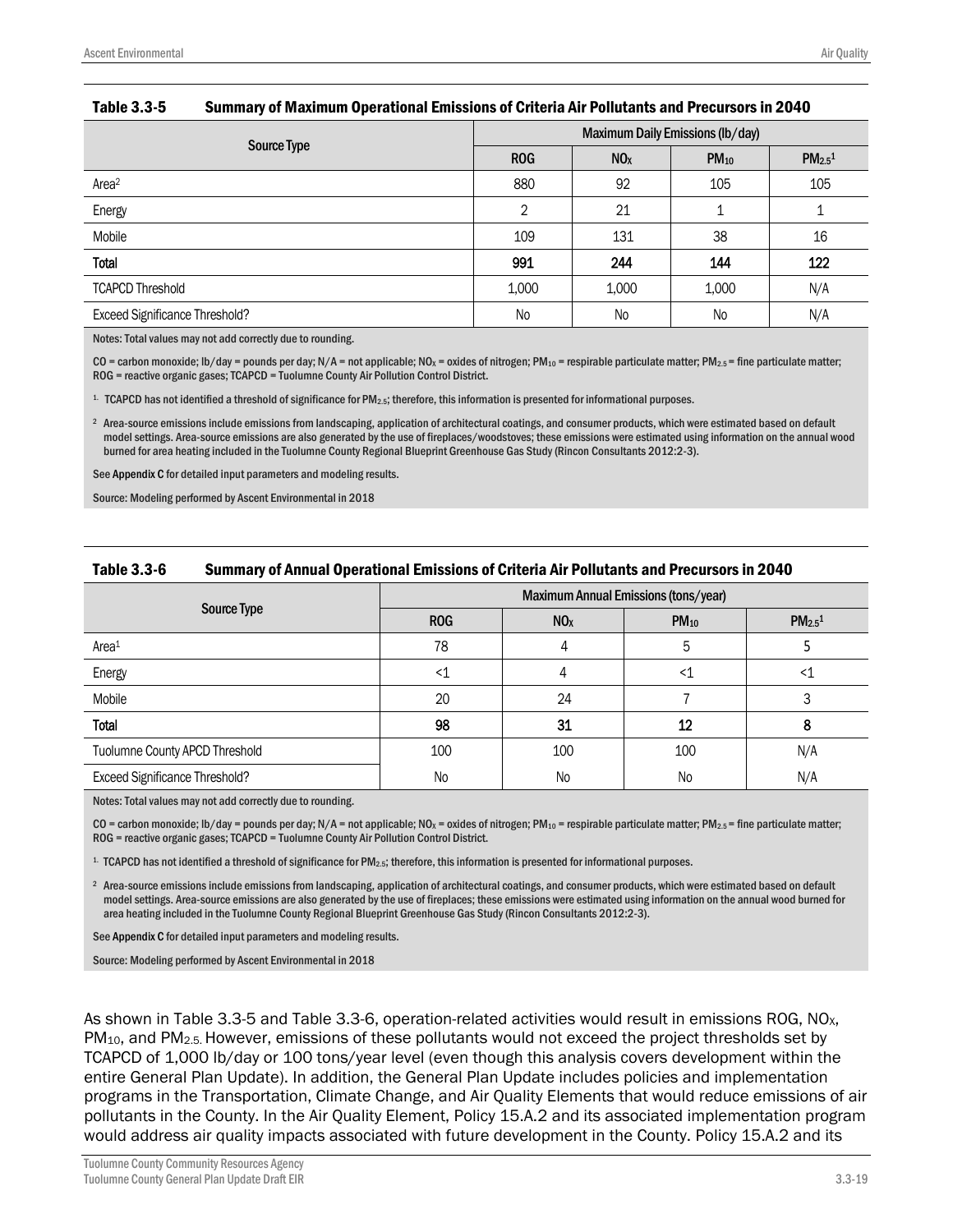**Table 3.3-5 Summary of Maximum Operational Emissions of Criteria Air Pollutants and Precursors in 2040**

| Source Type | Maximum Daily Emissions (lb/day) | | | |
|---|---|---|---|---|
| | ROG | $NO_X$ | $PM_{10}$ | $PM_{2.5}$[1] |
| Area[2] | 880 | 92 | 105 | 105 |
| Energy | 2 | 21 | 1 | 1 |
| Mobile | 109 | 131 | 38 | 16 |
| **Total** | **991** | **244** | **144** | **122** |
| TCAPCD Threshold | 1,000 | 1,000 | 1,000 | N/A |
| Exceed Significance Threshold? | No | No | No | N/A |

Notes: Total values may not add correctly due to rounding.

CO = carbon monoxide; lb/day = pounds per day; N/A = not applicable; $NO_X$ = oxides of nitrogen; $PM_{10}$ = respirable particulate matter; $PM_{2.5}$ = fine particulate matter; ROG = reactive organic gases; TCAPCD = Tuolumne County Air Pollution Control District.

[1] TCAPCD has not identified a threshold of significance for $PM_{2.5}$; therefore, this information is presented for informational purposes.

[2] Area-source emissions include emissions from landscaping, application of architectural coatings, and consumer products, which were estimated based on default model settings. Area-source emissions are also generated by the use of fireplaces/woodstoves; these emissions were estimated using information on the annual wood burned for area heating included in the Tuolumne County Regional Blueprint Greenhouse Gas Study (Rincon Consultants 2012:2-3).

See Appendix C for detailed input parameters and modeling results.

Source: Modeling performed by Ascent Environmental in 2018

**Table 3.3-6 Summary of Annual Operational Emissions of Criteria Air Pollutants and Precursors in 2040**

| Source Type | Maximum Annual Emissions (tons/year) | | | |
|---|---|---|---|---|
| | ROG | $NO_X$ | $PM_{10}$ | $PM_{2.5}$[1] |
| Area[1] | 78 | 4 | 5 | 5 |
| Energy | <1 | 4 | <1 | <1 |
| Mobile | 20 | 24 | 7 | 3 |
| **Total** | **98** | **31** | **12** | **8** |
| Tuolumne County APCD Threshold | 100 | 100 | 100 | N/A |
| Exceed Significance Threshold? | No | No | No | N/A |

Notes: Total values may not add correctly due to rounding.

CO = carbon monoxide; lb/day = pounds per day; N/A = not applicable; $NO_X$ = oxides of nitrogen; $PM_{10}$ = respirable particulate matter; $PM_{2.5}$ = fine particulate matter; ROG = reactive organic gases; TCAPCD = Tuolumne County Air Pollution Control District.

[1] TCAPCD has not identified a threshold of significance for $PM_{2.5}$; therefore, this information is presented for informational purposes.

[2] Area-source emissions include emissions from landscaping, application of architectural coatings, and consumer products, which were estimated based on default model settings. Area-source emissions are also generated by the use of fireplaces; these emissions were estimated using information on the annual wood burned for area heating included in the Tuolumne County Regional Blueprint Greenhouse Gas Study (Rincon Consultants 2012:2-3).

See Appendix C for detailed input parameters and modeling results.

Source: Modeling performed by Ascent Environmental in 2018

As shown in Table 3.3-5 and Table 3.3-6, operation-related activities would result in emissions ROG, $NO_X$, $PM_{10}$, and $PM_{2.5}$. However, emissions of these pollutants would not exceed the project thresholds set by TCAPCD of 1,000 lb/day or 100 tons/year level (even though this analysis covers development within the entire General Plan Update). In addition, the General Plan Update includes policies and implementation programs in the Transportation, Climate Change, and Air Quality Elements that would reduce emissions of air pollutants in the County. In the Air Quality Element, Policy 15.A.2 and its associated implementation program would address air quality impacts associated with future development in the County. Policy 15.A.2 and its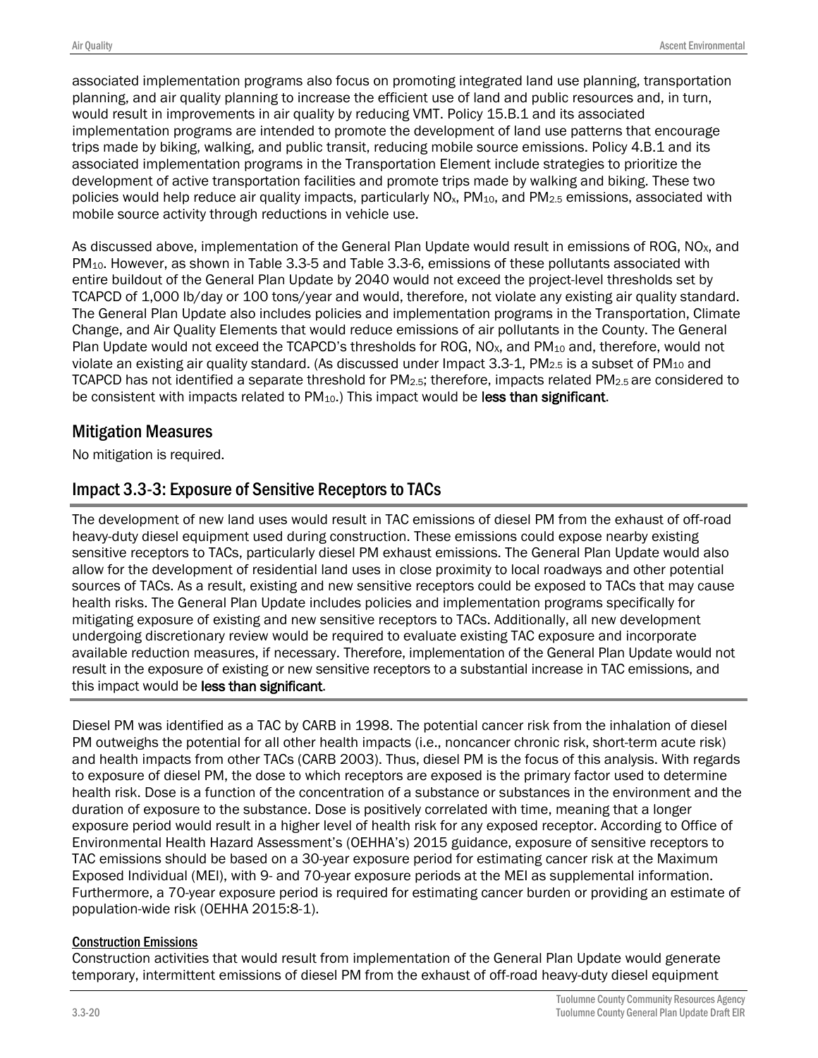associated implementation programs also focus on promoting integrated land use planning, transportation planning, and air quality planning to increase the efficient use of land and public resources and, in turn, would result in improvements in air quality by reducing VMT. Policy 15.B.1 and its associated implementation programs are intended to promote the development of land use patterns that encourage trips made by biking, walking, and public transit, reducing mobile source emissions. Policy 4.B.1 and its associated implementation programs in the Transportation Element include strategies to prioritize the development of active transportation facilities and promote trips made by walking and biking. These two policies would help reduce air quality impacts, particularly $NO_x$, $PM_{10}$, and $PM_{2.5}$ emissions, associated with mobile source activity through reductions in vehicle use.

As discussed above, implementation of the General Plan Update would result in emissions of ROG, $NO_X$, and $PM_{10}$. However, as shown in Table 3.3-5 and Table 3.3-6, emissions of these pollutants associated with entire buildout of the General Plan Update by 2040 would not exceed the project-level thresholds set by TCAPCD of 1,000 lb/day or 100 tons/year and would, therefore, not violate any existing air quality standard. The General Plan Update also includes policies and implementation programs in the Transportation, Climate Change, and Air Quality Elements that would reduce emissions of air pollutants in the County. The General Plan Update would not exceed the TCAPCD's thresholds for ROG, $NO_X$, and $PM_{10}$ and, therefore, would not violate an existing air quality standard. (As discussed under Impact 3.3-1, $PM_{2.5}$ is a subset of $PM_{10}$ and TCAPCD has not identified a separate threshold for $PM_{2.5}$; therefore, impacts related $PM_{2.5}$ are considered to be consistent with impacts related to $PM_{10}$.) This impact would be **less than significant**.

## Mitigation Measures

No mitigation is required.

## Impact 3.3-3: Exposure of Sensitive Receptors to TACs

The development of new land uses would result in TAC emissions of diesel PM from the exhaust of off-road heavy-duty diesel equipment used during construction. These emissions could expose nearby existing sensitive receptors to TACs, particularly diesel PM exhaust emissions. The General Plan Update would also allow for the development of residential land uses in close proximity to local roadways and other potential sources of TACs. As a result, existing and new sensitive receptors could be exposed to TACs that may cause health risks. The General Plan Update includes policies and implementation programs specifically for mitigating exposure of existing and new sensitive receptors to TACs. Additionally, all new development undergoing discretionary review would be required to evaluate existing TAC exposure and incorporate available reduction measures, if necessary. Therefore, implementation of the General Plan Update would not result in the exposure of existing or new sensitive receptors to a substantial increase in TAC emissions, and this impact would be **less than significant**.

Diesel PM was identified as a TAC by CARB in 1998. The potential cancer risk from the inhalation of diesel PM outweighs the potential for all other health impacts (i.e., noncancer chronic risk, short-term acute risk) and health impacts from other TACs (CARB 2003). Thus, diesel PM is the focus of this analysis. With regards to exposure of diesel PM, the dose to which receptors are exposed is the primary factor used to determine health risk. Dose is a function of the concentration of a substance or substances in the environment and the duration of exposure to the substance. Dose is positively correlated with time, meaning that a longer exposure period would result in a higher level of health risk for any exposed receptor. According to Office of Environmental Health Hazard Assessment's (OEHHA's) 2015 guidance, exposure of sensitive receptors to TAC emissions should be based on a 30-year exposure period for estimating cancer risk at the Maximum Exposed Individual (MEI), with 9- and 70-year exposure periods at the MEI as supplemental information. Furthermore, a 70-year exposure period is required for estimating cancer burden or providing an estimate of population-wide risk (OEHHA 2015:8-1).

### Construction Emissions

Construction activities that would result from implementation of the General Plan Update would generate temporary, intermittent emissions of diesel PM from the exhaust of off-road heavy-duty diesel equipment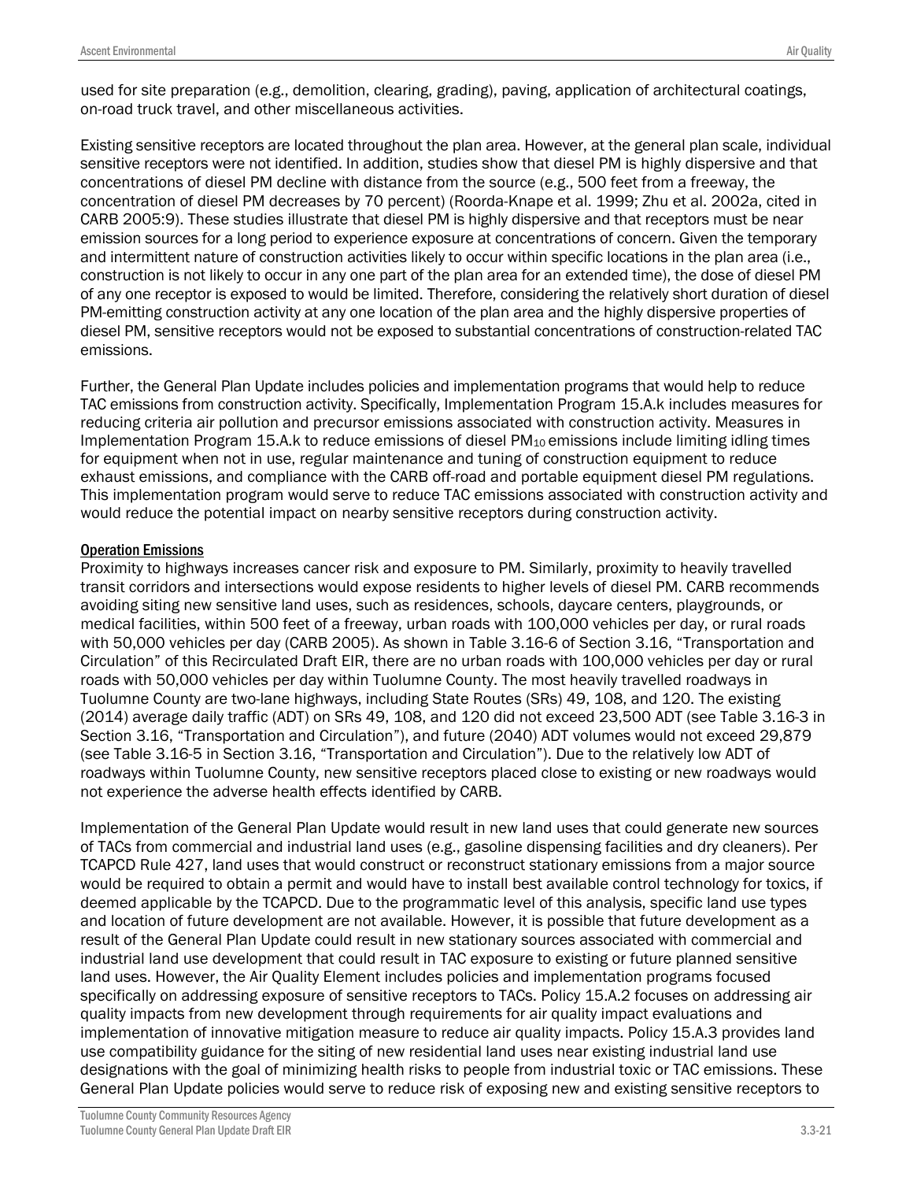used for site preparation (e.g., demolition, clearing, grading), paving, application of architectural coatings, on-road truck travel, and other miscellaneous activities.

Existing sensitive receptors are located throughout the plan area. However, at the general plan scale, individual sensitive receptors were not identified. In addition, studies show that diesel PM is highly dispersive and that concentrations of diesel PM decline with distance from the source (e.g., 500 feet from a freeway, the concentration of diesel PM decreases by 70 percent) (Roorda-Knape et al. 1999; Zhu et al. 2002a, cited in CARB 2005:9). These studies illustrate that diesel PM is highly dispersive and that receptors must be near emission sources for a long period to experience exposure at concentrations of concern. Given the temporary and intermittent nature of construction activities likely to occur within specific locations in the plan area (i.e., construction is not likely to occur in any one part of the plan area for an extended time), the dose of diesel PM of any one receptor is exposed to would be limited. Therefore, considering the relatively short duration of diesel PM-emitting construction activity at any one location of the plan area and the highly dispersive properties of diesel PM, sensitive receptors would not be exposed to substantial concentrations of construction-related TAC emissions.

Further, the General Plan Update includes policies and implementation programs that would help to reduce TAC emissions from construction activity. Specifically, Implementation Program 15.A.k includes measures for reducing criteria air pollution and precursor emissions associated with construction activity. Measures in Implementation Program 15.A.k to reduce emissions of diesel $PM_{10}$ emissions include limiting idling times for equipment when not in use, regular maintenance and tuning of construction equipment to reduce exhaust emissions, and compliance with the CARB off-road and portable equipment diesel PM regulations. This implementation program would serve to reduce TAC emissions associated with construction activity and would reduce the potential impact on nearby sensitive receptors during construction activity.

#### Operation Emissions

Proximity to highways increases cancer risk and exposure to PM. Similarly, proximity to heavily travelled transit corridors and intersections would expose residents to higher levels of diesel PM. CARB recommends avoiding siting new sensitive land uses, such as residences, schools, daycare centers, playgrounds, or medical facilities, within 500 feet of a freeway, urban roads with 100,000 vehicles per day, or rural roads with 50,000 vehicles per day (CARB 2005). As shown in Table 3.16-6 of Section 3.16, "Transportation and Circulation" of this Recirculated Draft EIR, there are no urban roads with 100,000 vehicles per day or rural roads with 50,000 vehicles per day within Tuolumne County. The most heavily travelled roadways in Tuolumne County are two-lane highways, including State Routes (SRs) 49, 108, and 120. The existing (2014) average daily traffic (ADT) on SRs 49, 108, and 120 did not exceed 23,500 ADT (see Table 3.16-3 in Section 3.16, "Transportation and Circulation"), and future (2040) ADT volumes would not exceed 29,879 (see Table 3.16-5 in Section 3.16, "Transportation and Circulation"). Due to the relatively low ADT of roadways within Tuolumne County, new sensitive receptors placed close to existing or new roadways would not experience the adverse health effects identified by CARB.

Implementation of the General Plan Update would result in new land uses that could generate new sources of TACs from commercial and industrial land uses (e.g., gasoline dispensing facilities and dry cleaners). Per TCAPCD Rule 427, land uses that would construct or reconstruct stationary emissions from a major source would be required to obtain a permit and would have to install best available control technology for toxics, if deemed applicable by the TCAPCD. Due to the programmatic level of this analysis, specific land use types and location of future development are not available. However, it is possible that future development as a result of the General Plan Update could result in new stationary sources associated with commercial and industrial land use development that could result in TAC exposure to existing or future planned sensitive land uses. However, the Air Quality Element includes policies and implementation programs focused specifically on addressing exposure of sensitive receptors to TACs. Policy 15.A.2 focuses on addressing air quality impacts from new development through requirements for air quality impact evaluations and implementation of innovative mitigation measure to reduce air quality impacts. Policy 15.A.3 provides land use compatibility guidance for the siting of new residential land uses near existing industrial land use designations with the goal of minimizing health risks to people from industrial toxic or TAC emissions. These General Plan Update policies would serve to reduce risk of exposing new and existing sensitive receptors to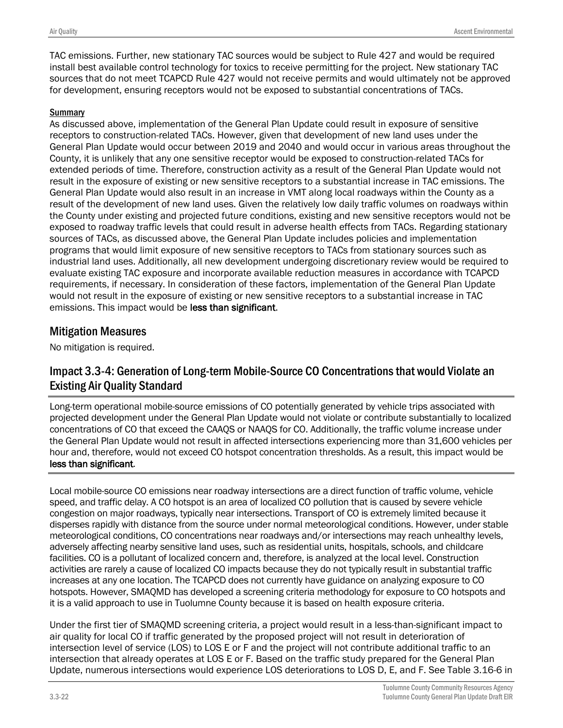TAC emissions. Further, new stationary TAC sources would be subject to Rule 427 and would be required install best available control technology for toxics to receive permitting for the project. New stationary TAC sources that do not meet TCAPCD Rule 427 would not receive permits and would ultimately not be approved for development, ensuring receptors would not be exposed to substantial concentrations of TACs.

#### Summary

As discussed above, implementation of the General Plan Update could result in exposure of sensitive receptors to construction-related TACs. However, given that development of new land uses under the General Plan Update would occur between 2019 and 2040 and would occur in various areas throughout the County, it is unlikely that any one sensitive receptor would be exposed to construction-related TACs for extended periods of time. Therefore, construction activity as a result of the General Plan Update would not result in the exposure of existing or new sensitive receptors to a substantial increase in TAC emissions. The General Plan Update would also result in an increase in VMT along local roadways within the County as a result of the development of new land uses. Given the relatively low daily traffic volumes on roadways within the County under existing and projected future conditions, existing and new sensitive receptors would not be exposed to roadway traffic levels that could result in adverse health effects from TACs. Regarding stationary sources of TACs, as discussed above, the General Plan Update includes policies and implementation programs that would limit exposure of new sensitive receptors to TACs from stationary sources such as industrial land uses. Additionally, all new development undergoing discretionary review would be required to evaluate existing TAC exposure and incorporate available reduction measures in accordance with TCAPCD requirements, if necessary. In consideration of these factors, implementation of the General Plan Update would not result in the exposure of existing or new sensitive receptors to a substantial increase in TAC emissions. This impact would be **less than significant**.

## Mitigation Measures

No mitigation is required.

## Impact 3.3-4: Generation of Long-term Mobile-Source CO Concentrations that would Violate an Existing Air Quality Standard

Long-term operational mobile-source emissions of CO potentially generated by vehicle trips associated with projected development under the General Plan Update would not violate or contribute substantially to localized concentrations of CO that exceed the CAAQS or NAAQS for CO. Additionally, the traffic volume increase under the General Plan Update would not result in affected intersections experiencing more than 31,600 vehicles per hour and, therefore, would not exceed CO hotspot concentration thresholds. As a result, this impact would be **less than significant**.

Local mobile-source CO emissions near roadway intersections are a direct function of traffic volume, vehicle speed, and traffic delay. A CO hotspot is an area of localized CO pollution that is caused by severe vehicle congestion on major roadways, typically near intersections. Transport of CO is extremely limited because it disperses rapidly with distance from the source under normal meteorological conditions. However, under stable meteorological conditions, CO concentrations near roadways and/or intersections may reach unhealthy levels, adversely affecting nearby sensitive land uses, such as residential units, hospitals, schools, and childcare facilities. CO is a pollutant of localized concern and, therefore, is analyzed at the local level. Construction activities are rarely a cause of localized CO impacts because they do not typically result in substantial traffic increases at any one location. The TCAPCD does not currently have guidance on analyzing exposure to CO hotspots. However, SMAQMD has developed a screening criteria methodology for exposure to CO hotspots and it is a valid approach to use in Tuolumne County because it is based on health exposure criteria.

Under the first tier of SMAQMD screening criteria, a project would result in a less-than-significant impact to air quality for local CO if traffic generated by the proposed project will not result in deterioration of intersection level of service (LOS) to LOS E or F and the project will not contribute additional traffic to an intersection that already operates at LOS E or F. Based on the traffic study prepared for the General Plan Update, numerous intersections would experience LOS deteriorations to LOS D, E, and F. See Table 3.16-6 in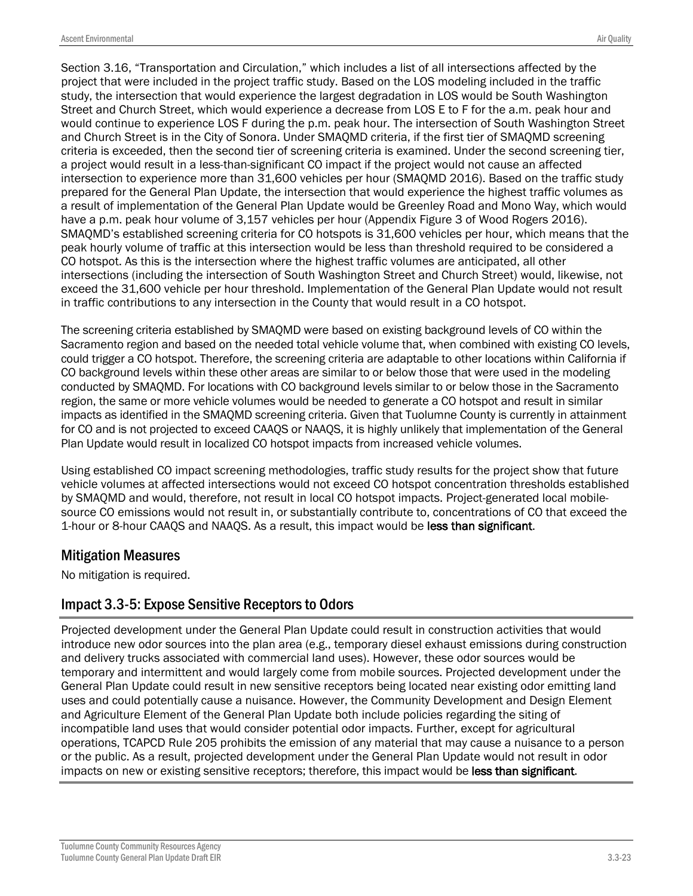Section 3.16, "Transportation and Circulation," which includes a list of all intersections affected by the project that were included in the project traffic study. Based on the LOS modeling included in the traffic study, the intersection that would experience the largest degradation in LOS would be South Washington Street and Church Street, which would experience a decrease from LOS E to F for the a.m. peak hour and would continue to experience LOS F during the p.m. peak hour. The intersection of South Washington Street and Church Street is in the City of Sonora. Under SMAQMD criteria, if the first tier of SMAQMD screening criteria is exceeded, then the second tier of screening criteria is examined. Under the second screening tier, a project would result in a less-than-significant CO impact if the project would not cause an affected intersection to experience more than 31,600 vehicles per hour (SMAQMD 2016). Based on the traffic study prepared for the General Plan Update, the intersection that would experience the highest traffic volumes as a result of implementation of the General Plan Update would be Greenley Road and Mono Way, which would have a p.m. peak hour volume of 3,157 vehicles per hour (Appendix Figure 3 of Wood Rogers 2016). SMAQMD's established screening criteria for CO hotspots is 31,600 vehicles per hour, which means that the peak hourly volume of traffic at this intersection would be less than threshold required to be considered a CO hotspot. As this is the intersection where the highest traffic volumes are anticipated, all other intersections (including the intersection of South Washington Street and Church Street) would, likewise, not exceed the 31,600 vehicle per hour threshold. Implementation of the General Plan Update would not result in traffic contributions to any intersection in the County that would result in a CO hotspot.

The screening criteria established by SMAQMD were based on existing background levels of CO within the Sacramento region and based on the needed total vehicle volume that, when combined with existing CO levels, could trigger a CO hotspot. Therefore, the screening criteria are adaptable to other locations within California if CO background levels within these other areas are similar to or below those that were used in the modeling conducted by SMAQMD. For locations with CO background levels similar to or below those in the Sacramento region, the same or more vehicle volumes would be needed to generate a CO hotspot and result in similar impacts as identified in the SMAQMD screening criteria. Given that Tuolumne County is currently in attainment for CO and is not projected to exceed CAAQS or NAAQS, it is highly unlikely that implementation of the General Plan Update would result in localized CO hotspot impacts from increased vehicle volumes.

Using established CO impact screening methodologies, traffic study results for the project show that future vehicle volumes at affected intersections would not exceed CO hotspot concentration thresholds established by SMAQMD and would, therefore, not result in local CO hotspot impacts. Project-generated local mobile-source CO emissions would not result in, or substantially contribute to, concentrations of CO that exceed the 1-hour or 8-hour CAAQS and NAAQS. As a result, this impact would be **less than significant**.

## Mitigation Measures

No mitigation is required.

## Impact 3.3-5: Expose Sensitive Receptors to Odors

Projected development under the General Plan Update could result in construction activities that would introduce new odor sources into the plan area (e.g., temporary diesel exhaust emissions during construction and delivery trucks associated with commercial land uses). However, these odor sources would be temporary and intermittent and would largely come from mobile sources. Projected development under the General Plan Update could result in new sensitive receptors being located near existing odor emitting land uses and could potentially cause a nuisance. However, the Community Development and Design Element and Agriculture Element of the General Plan Update both include policies regarding the siting of incompatible land uses that would consider potential odor impacts. Further, except for agricultural operations, TCAPCD Rule 205 prohibits the emission of any material that may cause a nuisance to a person or the public. As a result, projected development under the General Plan Update would not result in odor impacts on new or existing sensitive receptors; therefore, this impact would be **less than significant**.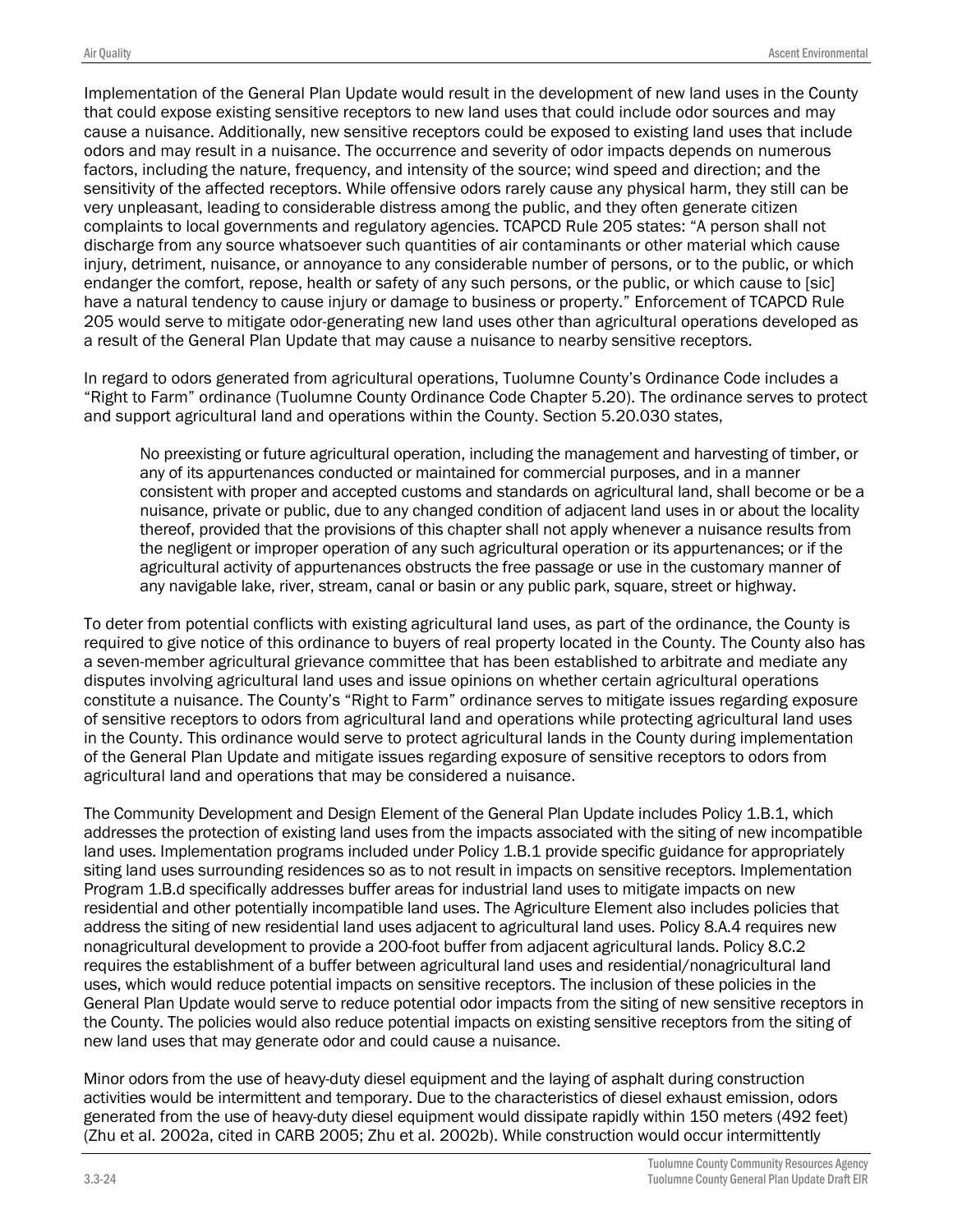Implementation of the General Plan Update would result in the development of new land uses in the County that could expose existing sensitive receptors to new land uses that could include odor sources and may cause a nuisance. Additionally, new sensitive receptors could be exposed to existing land uses that include odors and may result in a nuisance. The occurrence and severity of odor impacts depends on numerous factors, including the nature, frequency, and intensity of the source; wind speed and direction; and the sensitivity of the affected receptors. While offensive odors rarely cause any physical harm, they still can be very unpleasant, leading to considerable distress among the public, and they often generate citizen complaints to local governments and regulatory agencies. TCAPCD Rule 205 states: "A person shall not discharge from any source whatsoever such quantities of air contaminants or other material which cause injury, detriment, nuisance, or annoyance to any considerable number of persons, or to the public, or which endanger the comfort, repose, health or safety of any such persons, or the public, or which cause to [sic] have a natural tendency to cause injury or damage to business or property." Enforcement of TCAPCD Rule 205 would serve to mitigate odor-generating new land uses other than agricultural operations developed as a result of the General Plan Update that may cause a nuisance to nearby sensitive receptors.

In regard to odors generated from agricultural operations, Tuolumne County's Ordinance Code includes a "Right to Farm" ordinance (Tuolumne County Ordinance Code Chapter 5.20). The ordinance serves to protect and support agricultural land and operations within the County. Section 5.20.030 states,

> No preexisting or future agricultural operation, including the management and harvesting of timber, or any of its appurtenances conducted or maintained for commercial purposes, and in a manner consistent with proper and accepted customs and standards on agricultural land, shall become or be a nuisance, private or public, due to any changed condition of adjacent land uses in or about the locality thereof, provided that the provisions of this chapter shall not apply whenever a nuisance results from the negligent or improper operation of any such agricultural operation or its appurtenances; or if the agricultural activity of appurtenances obstructs the free passage or use in the customary manner of any navigable lake, river, stream, canal or basin or any public park, square, street or highway.

To deter from potential conflicts with existing agricultural land uses, as part of the ordinance, the County is required to give notice of this ordinance to buyers of real property located in the County. The County also has a seven-member agricultural grievance committee that has been established to arbitrate and mediate any disputes involving agricultural land uses and issue opinions on whether certain agricultural operations constitute a nuisance. The County's "Right to Farm" ordinance serves to mitigate issues regarding exposure of sensitive receptors to odors from agricultural land and operations while protecting agricultural land uses in the County. This ordinance would serve to protect agricultural lands in the County during implementation of the General Plan Update and mitigate issues regarding exposure of sensitive receptors to odors from agricultural land and operations that may be considered a nuisance.

The Community Development and Design Element of the General Plan Update includes Policy 1.B.1, which addresses the protection of existing land uses from the impacts associated with the siting of new incompatible land uses. Implementation programs included under Policy 1.B.1 provide specific guidance for appropriately siting land uses surrounding residences so as to not result in impacts on sensitive receptors. Implementation Program 1.B.d specifically addresses buffer areas for industrial land uses to mitigate impacts on new residential and other potentially incompatible land uses. The Agriculture Element also includes policies that address the siting of new residential land uses adjacent to agricultural land uses. Policy 8.A.4 requires new nonagricultural development to provide a 200-foot buffer from adjacent agricultural lands. Policy 8.C.2 requires the establishment of a buffer between agricultural land uses and residential/nonagricultural land uses, which would reduce potential impacts on sensitive receptors. The inclusion of these policies in the General Plan Update would serve to reduce potential odor impacts from the siting of new sensitive receptors in the County. The policies would also reduce potential impacts on existing sensitive receptors from the siting of new land uses that may generate odor and could cause a nuisance.

Minor odors from the use of heavy-duty diesel equipment and the laying of asphalt during construction activities would be intermittent and temporary. Due to the characteristics of diesel exhaust emission, odors generated from the use of heavy-duty diesel equipment would dissipate rapidly within 150 meters (492 feet) (Zhu et al. 2002a, cited in CARB 2005; Zhu et al. 2002b). While construction would occur intermittently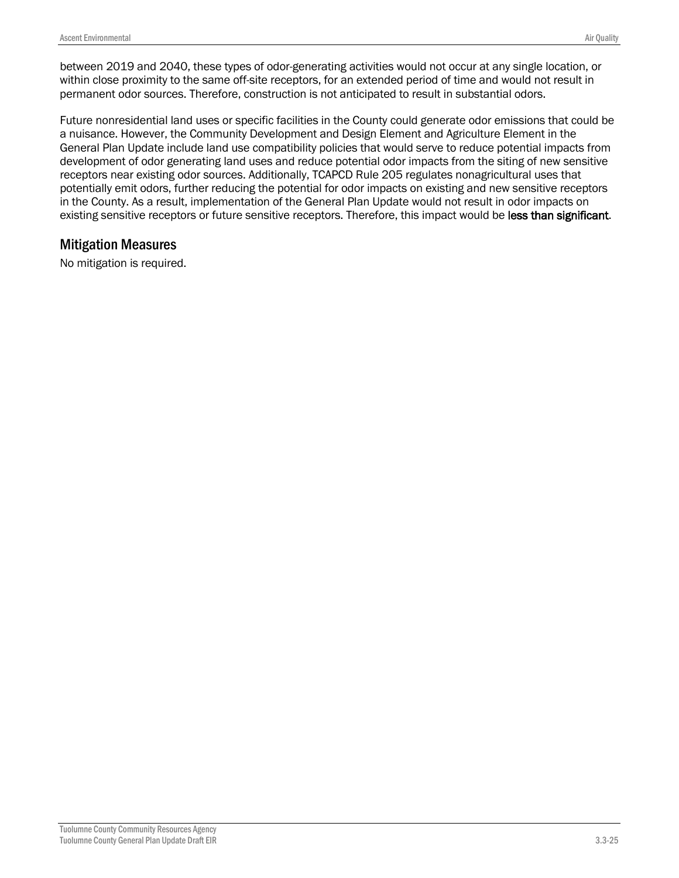between 2019 and 2040, these types of odor-generating activities would not occur at any single location, or within close proximity to the same off-site receptors, for an extended period of time and would not result in permanent odor sources. Therefore, construction is not anticipated to result in substantial odors.

Future nonresidential land uses or specific facilities in the County could generate odor emissions that could be a nuisance. However, the Community Development and Design Element and Agriculture Element in the General Plan Update include land use compatibility policies that would serve to reduce potential impacts from development of odor generating land uses and reduce potential odor impacts from the siting of new sensitive receptors near existing odor sources. Additionally, TCAPCD Rule 205 regulates nonagricultural uses that potentially emit odors, further reducing the potential for odor impacts on existing and new sensitive receptors in the County. As a result, implementation of the General Plan Update would not result in odor impacts on existing sensitive receptors or future sensitive receptors. Therefore, this impact would be **less than significant**.

## Mitigation Measures

No mitigation is required.